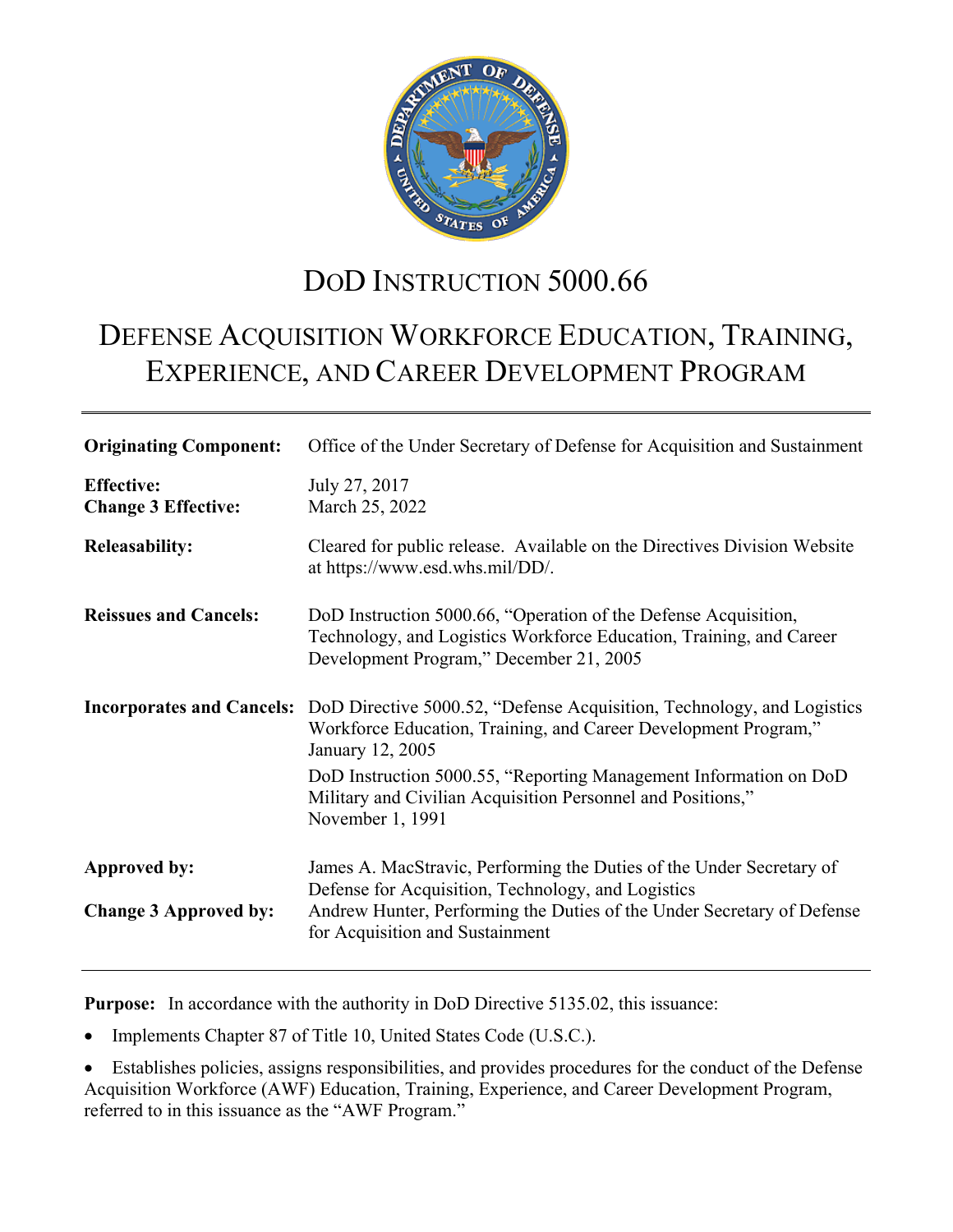# DoD INSTRUCTION 5000.66

# DEFENSE ACQUISITION WORKFORCE EDUCATION, TRAINING, EXPERIENCE, AND CAREER DEVELOPMENT PROGRAM

| | |
|---|---|
| **Originating Component:** | Office of the Under Secretary of Defense for Acquisition and Sustainment |
| **Effective:**<br>**Change 3 Effective:** | July 27, 2017<br>March 25, 2022 |
| **Releasability:** | Cleared for public release. Available on the Directives Division Website at https://www.esd.whs.mil/DD/. |
| **Reissues and Cancels:** | DoD Instruction 5000.66, "Operation of the Defense Acquisition, Technology, and Logistics Workforce Education, Training, and Career Development Program," December 21, 2005 |
| **Incorporates and Cancels:** | DoD Directive 5000.52, "Defense Acquisition, Technology, and Logistics Workforce Education, Training, and Career Development Program," January 12, 2005<br>DoD Instruction 5000.55, "Reporting Management Information on DoD Military and Civilian Acquisition Personnel and Positions," November 1, 1991 |
| **Approved by:**<br>**Change 3 Approved by:** | James A. MacStravic, Performing the Duties of the Under Secretary of Defense for Acquisition, Technology, and Logistics<br>Andrew Hunter, Performing the Duties of the Under Secretary of Defense for Acquisition and Sustainment |

**Purpose:** In accordance with the authority in DoD Directive 5135.02, this issuance:

- Implements Chapter 87 of Title 10, United States Code (U.S.C.).
- Establishes policies, assigns responsibilities, and provides procedures for the conduct of the Defense Acquisition Workforce (AWF) Education, Training, Experience, and Career Development Program, referred to in this issuance as the "AWF Program."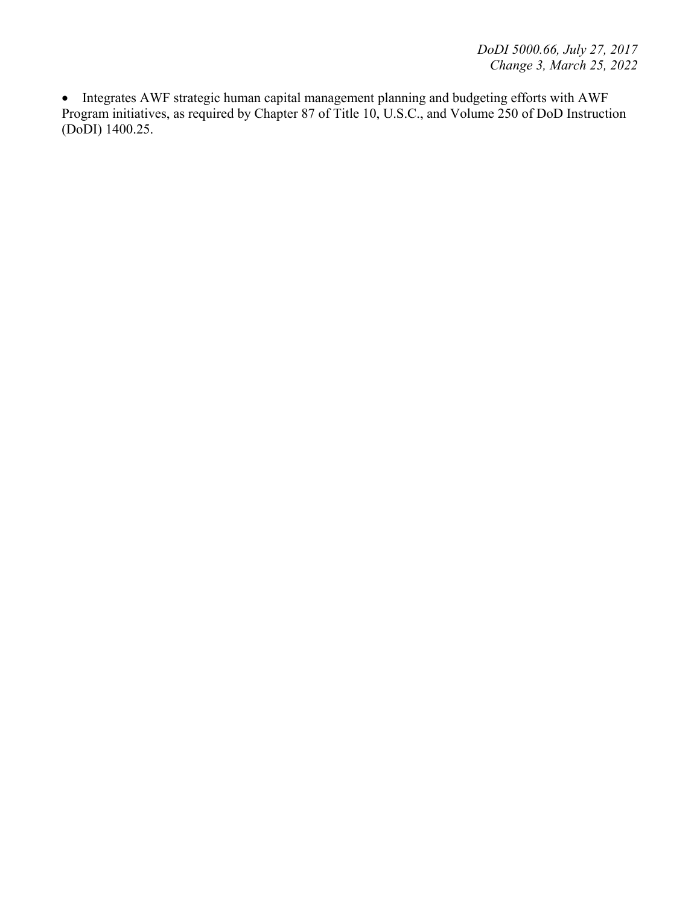- Integrates AWF strategic human capital management planning and budgeting efforts with AWF Program initiatives, as required by Chapter 87 of Title 10, U.S.C., and Volume 250 of DoD Instruction (DoDI) 1400.25.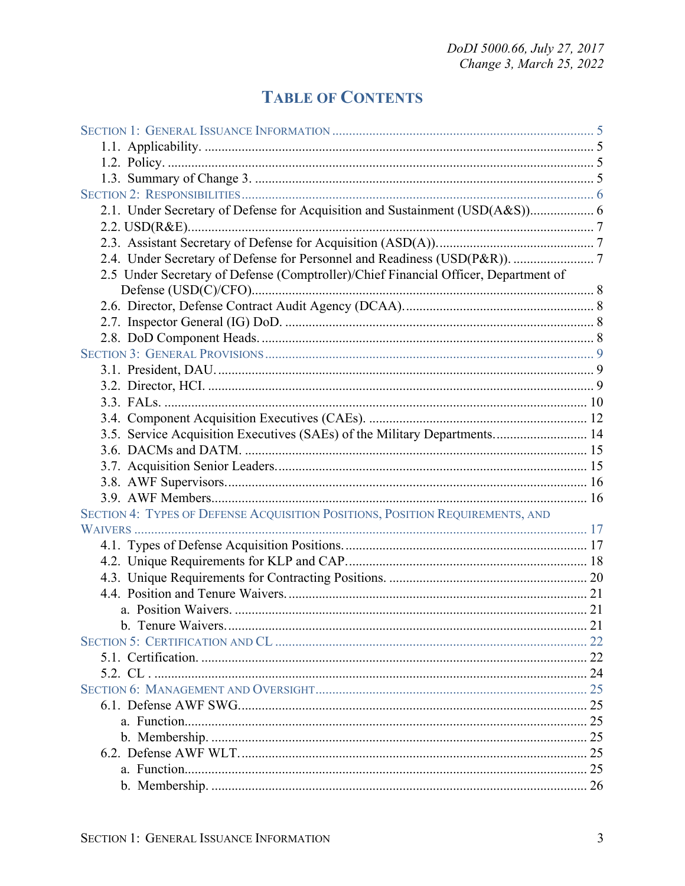# TABLE OF CONTENTS

SECTION 1: GENERAL ISSUANCE INFORMATION ........................................................................ 5
- 1.1. Applicability. ........................................................................................................ 5
- 1.2. Policy. ................................................................................................................. 5
- 1.3. Summary of Change 3. ........................................................................................ 5

SECTION 2: RESPONSIBILITIES ............................................................................................ 6
- 2.1. Under Secretary of Defense for Acquisition and Sustainment (USD(A&S)).................. 6
- 2.2. USD(R&E)............................................................................................................ 7
- 2.3. Assistant Secretary of Defense for Acquisition (ASD(A)).............................................. 7
- 2.4. Under Secretary of Defense for Personnel and Readiness (USD(P&R)). ........................ 7
- 2.5 Under Secretary of Defense (Comptroller)/Chief Financial Officer, Department of Defense (USD(C)/CFO)........................................................................................... 8
- 2.6. Director, Defense Contract Audit Agency (DCAA)....................................................... 8
- 2.7. Inspector General (IG) DoD. .................................................................................. 8
- 2.8. DoD Component Heads. ......................................................................................... 8

SECTION 3: GENERAL PROVISIONS ..................................................................................... 9
- 3.1. President, DAU. ..................................................................................................... 9
- 3.2. Director, HCI. ........................................................................................................ 9
- 3.3. FALs. ................................................................................................................... 10
- 3.4. Component Acquisition Executives (CAEs). ............................................................. 12
- 3.5. Service Acquisition Executives (SAEs) of the Military Departments........................... 14
- 3.6. DACMs and DATM. ............................................................................................. 15
- 3.7. Acquisition Senior Leaders..................................................................................... 15
- 3.8. AWF Supervisors................................................................................................... 16
- 3.9. AWF Members....................................................................................................... 16

SECTION 4: TYPES OF DEFENSE ACQUISITION POSITIONS, POSITION REQUIREMENTS, AND WAIVERS ........................................................................................................................ 17
- 4.1. Types of Defense Acquisition Positions..................................................................... 17
- 4.2. Unique Requirements for KLP and CAP.................................................................... 18
- 4.3. Unique Requirements for Contracting Positions. ........................................................ 20
- 4.4. Position and Tenure Waivers.................................................................................... 21
  - a. Position Waivers. ................................................................................................ 21
  - b. Tenure Waivers.................................................................................................... 21

SECTION 5: CERTIFICATION AND CL .................................................................................. 22
- 5.1. Certification. ......................................................................................................... 22
- 5.2. CL . ...................................................................................................................... 24

SECTION 6: MANAGEMENT AND OVERSIGHT ..................................................................... 25
- 6.1. Defense AWF SWG................................................................................................ 25
  - a. Function............................................................................................................. 25
  - b. Membership. ....................................................................................................... 25
- 6.2. Defense AWF WLT................................................................................................. 25
  - a. Function............................................................................................................. 25
  - b. Membership. ....................................................................................................... 26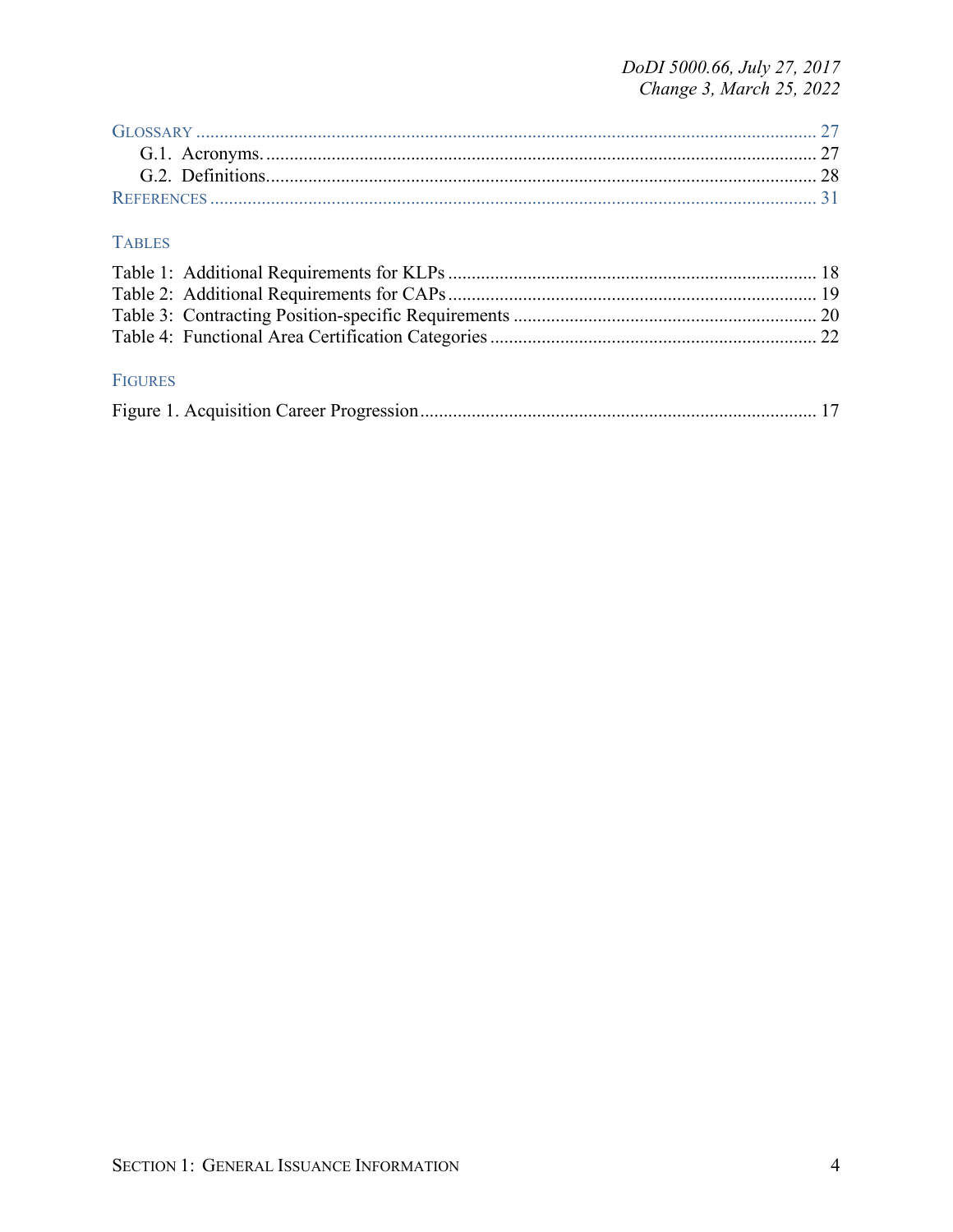GLOSSARY ..................................................................................................................... 27
  G.1. Acronyms. ..................................................................................................... 27
  G.2. Definitions...................................................................................................... 28
REFERENCES .................................................................................................................. 31

TABLES

Table 1: Additional Requirements for KLPs .............................................................................. 18
Table 2: Additional Requirements for CAPs .............................................................................. 19
Table 3: Contracting Position-specific Requirements ................................................................. 20
Table 4: Functional Area Certification Categories ...................................................................... 22

FIGURES

Figure 1. Acquisition Career Progression.................................................................................... 17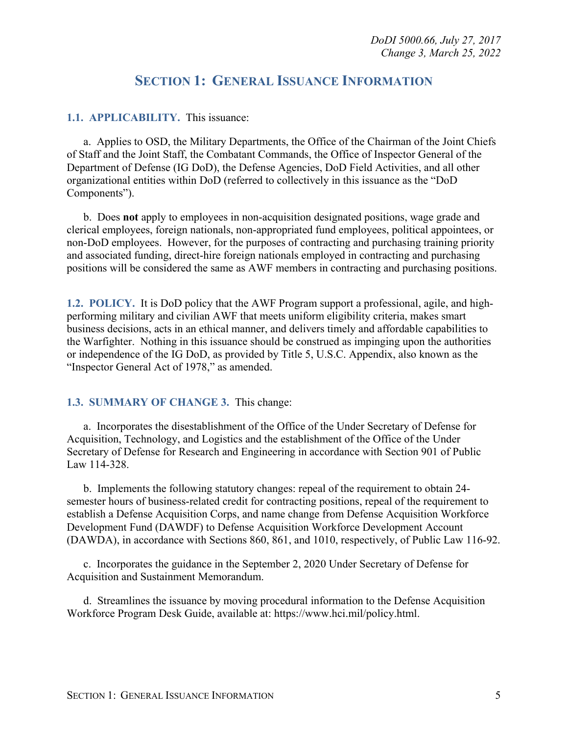# SECTION 1: GENERAL ISSUANCE INFORMATION

**1.1. APPLICABILITY.** This issuance:

a. Applies to OSD, the Military Departments, the Office of the Chairman of the Joint Chiefs of Staff and the Joint Staff, the Combatant Commands, the Office of Inspector General of the Department of Defense (IG DoD), the Defense Agencies, DoD Field Activities, and all other organizational entities within DoD (referred to collectively in this issuance as the "DoD Components").

b. Does **not** apply to employees in non-acquisition designated positions, wage grade and clerical employees, foreign nationals, non-appropriated fund employees, political appointees, or non-DoD employees. However, for the purposes of contracting and purchasing training priority and associated funding, direct-hire foreign nationals employed in contracting and purchasing positions will be considered the same as AWF members in contracting and purchasing positions.

**1.2. POLICY.** It is DoD policy that the AWF Program support a professional, agile, and high-performing military and civilian AWF that meets uniform eligibility criteria, makes smart business decisions, acts in an ethical manner, and delivers timely and affordable capabilities to the Warfighter. Nothing in this issuance should be construed as impinging upon the authorities or independence of the IG DoD, as provided by Title 5, U.S.C. Appendix, also known as the "Inspector General Act of 1978," as amended.

**1.3. SUMMARY OF CHANGE 3.** This change:

a. Incorporates the disestablishment of the Office of the Under Secretary of Defense for Acquisition, Technology, and Logistics and the establishment of the Office of the Under Secretary of Defense for Research and Engineering in accordance with Section 901 of Public Law 114-328.

b. Implements the following statutory changes: repeal of the requirement to obtain 24-semester hours of business-related credit for contracting positions, repeal of the requirement to establish a Defense Acquisition Corps, and name change from Defense Acquisition Workforce Development Fund (DAWDF) to Defense Acquisition Workforce Development Account (DAWDA), in accordance with Sections 860, 861, and 1010, respectively, of Public Law 116-92.

c. Incorporates the guidance in the September 2, 2020 Under Secretary of Defense for Acquisition and Sustainment Memorandum.

d. Streamlines the issuance by moving procedural information to the Defense Acquisition Workforce Program Desk Guide, available at: https://www.hci.mil/policy.html.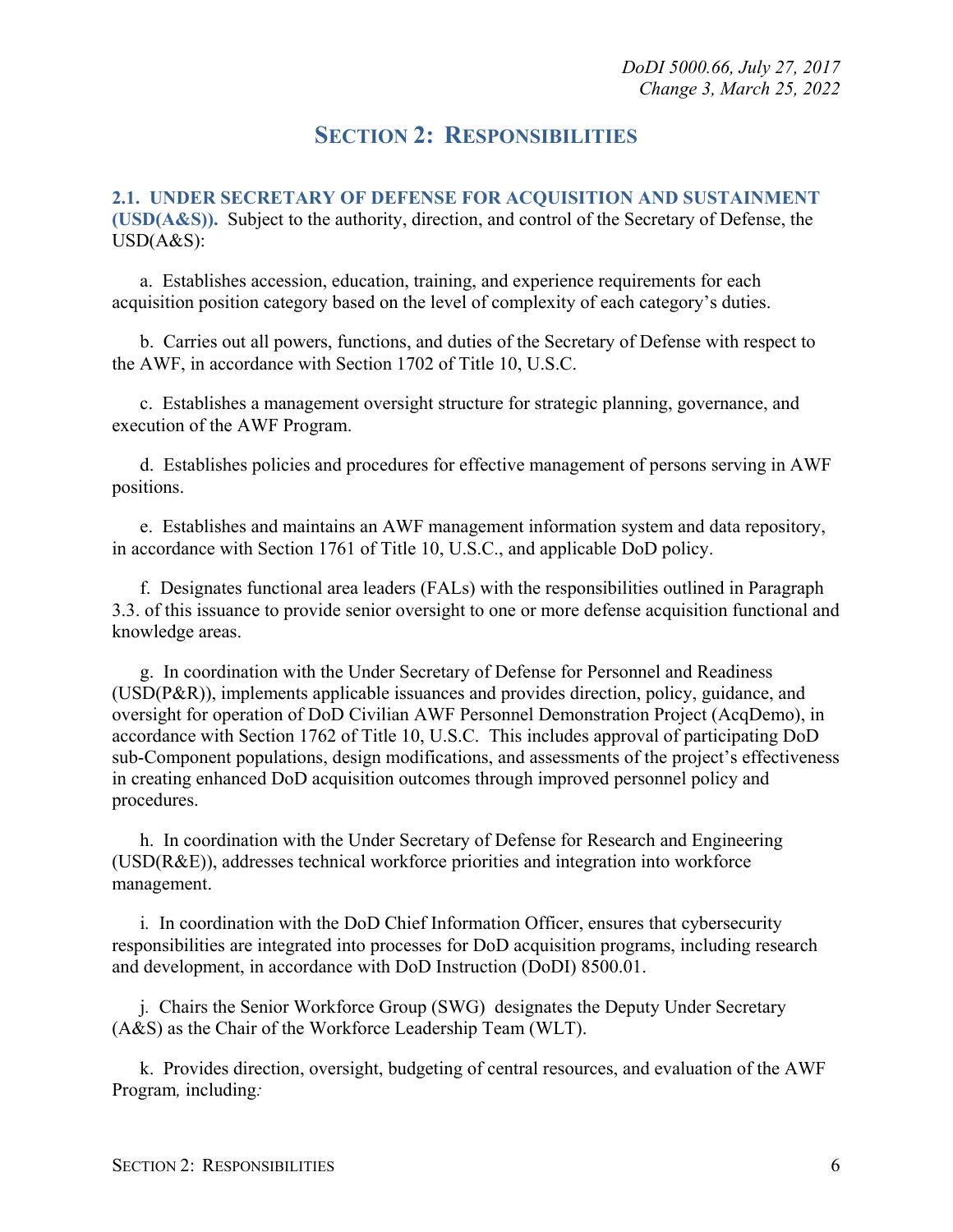# SECTION 2: RESPONSIBILITIES

**2.1. UNDER SECRETARY OF DEFENSE FOR ACQUISITION AND SUSTAINMENT (USD(A&S)).** Subject to the authority, direction, and control of the Secretary of Defense, the USD(A&S):

a. Establishes accession, education, training, and experience requirements for each acquisition position category based on the level of complexity of each category's duties.

b. Carries out all powers, functions, and duties of the Secretary of Defense with respect to the AWF, in accordance with Section 1702 of Title 10, U.S.C.

c. Establishes a management oversight structure for strategic planning, governance, and execution of the AWF Program.

d. Establishes policies and procedures for effective management of persons serving in AWF positions.

e. Establishes and maintains an AWF management information system and data repository, in accordance with Section 1761 of Title 10, U.S.C., and applicable DoD policy.

f. Designates functional area leaders (FALs) with the responsibilities outlined in Paragraph 3.3. of this issuance to provide senior oversight to one or more defense acquisition functional and knowledge areas.

g. In coordination with the Under Secretary of Defense for Personnel and Readiness (USD(P&R)), implements applicable issuances and provides direction, policy, guidance, and oversight for operation of DoD Civilian AWF Personnel Demonstration Project (AcqDemo), in accordance with Section 1762 of Title 10, U.S.C. This includes approval of participating DoD sub-Component populations, design modifications, and assessments of the project's effectiveness in creating enhanced DoD acquisition outcomes through improved personnel policy and procedures.

h. In coordination with the Under Secretary of Defense for Research and Engineering (USD(R&E)), addresses technical workforce priorities and integration into workforce management.

i. In coordination with the DoD Chief Information Officer, ensures that cybersecurity responsibilities are integrated into processes for DoD acquisition programs, including research and development, in accordance with DoD Instruction (DoDI) 8500.01.

j. Chairs the Senior Workforce Group (SWG) designates the Deputy Under Secretary (A&S) as the Chair of the Workforce Leadership Team (WLT).

k. Provides direction, oversight, budgeting of central resources, and evaluation of the AWF Program, including: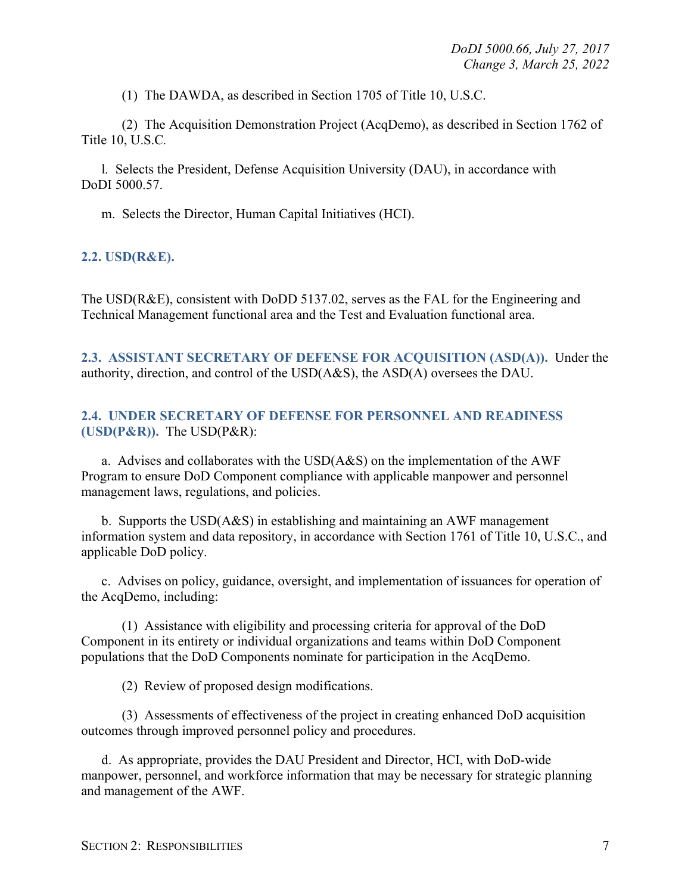(1) The DAWDA, as described in Section 1705 of Title 10, U.S.C.

(2) The Acquisition Demonstration Project (AcqDemo), as described in Section 1762 of Title 10, U.S.C.

l. Selects the President, Defense Acquisition University (DAU), in accordance with DoDI 5000.57.

m. Selects the Director, Human Capital Initiatives (HCI).

## 2.2. USD(R&E).

The USD(R&E), consistent with DoDD 5137.02, serves as the FAL for the Engineering and Technical Management functional area and the Test and Evaluation functional area.

**2.3. ASSISTANT SECRETARY OF DEFENSE FOR ACQUISITION (ASD(A)).** Under the authority, direction, and control of the USD(A&S), the ASD(A) oversees the DAU.

**2.4. UNDER SECRETARY OF DEFENSE FOR PERSONNEL AND READINESS (USD(P&R)).** The USD(P&R):

a. Advises and collaborates with the USD(A&S) on the implementation of the AWF Program to ensure DoD Component compliance with applicable manpower and personnel management laws, regulations, and policies.

b. Supports the USD(A&S) in establishing and maintaining an AWF management information system and data repository, in accordance with Section 1761 of Title 10, U.S.C., and applicable DoD policy.

c. Advises on policy, guidance, oversight, and implementation of issuances for operation of the AcqDemo, including:

(1) Assistance with eligibility and processing criteria for approval of the DoD Component in its entirety or individual organizations and teams within DoD Component populations that the DoD Components nominate for participation in the AcqDemo.

(2) Review of proposed design modifications.

(3) Assessments of effectiveness of the project in creating enhanced DoD acquisition outcomes through improved personnel policy and procedures.

d. As appropriate, provides the DAU President and Director, HCI, with DoD-wide manpower, personnel, and workforce information that may be necessary for strategic planning and management of the AWF.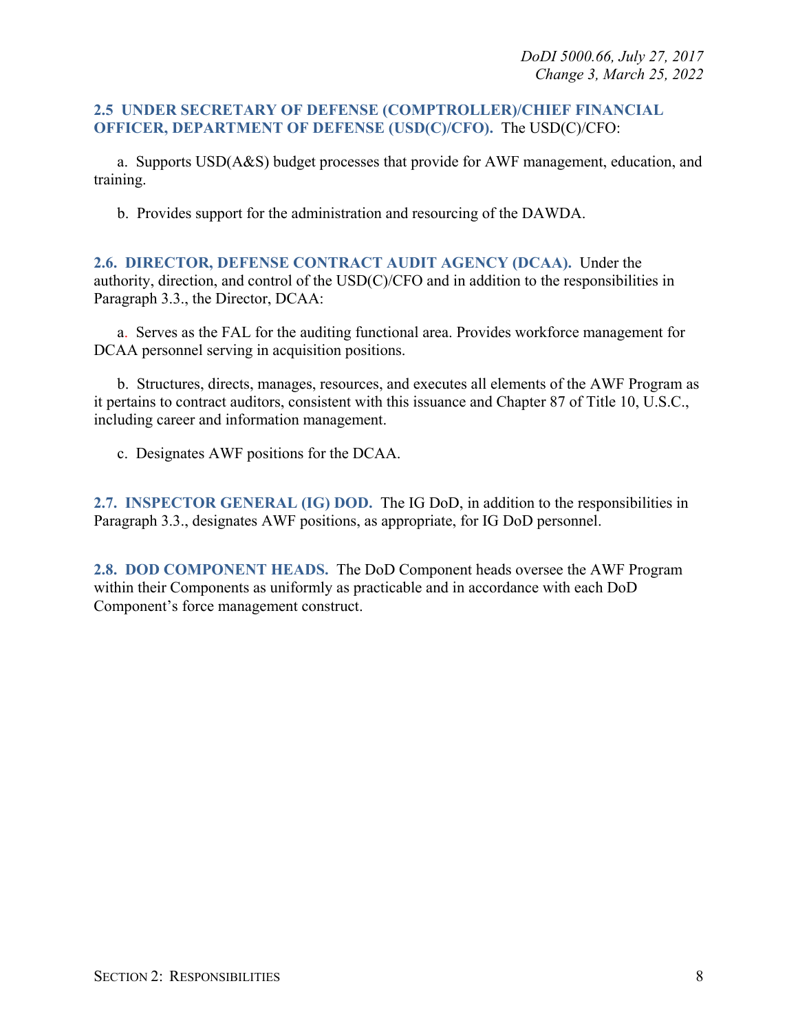**2.5 UNDER SECRETARY OF DEFENSE (COMPTROLLER)/CHIEF FINANCIAL OFFICER, DEPARTMENT OF DEFENSE (USD(C)/CFO).** The USD(C)/CFO:

a. Supports USD(A&S) budget processes that provide for AWF management, education, and training.

b. Provides support for the administration and resourcing of the DAWDA.

**2.6. DIRECTOR, DEFENSE CONTRACT AUDIT AGENCY (DCAA).** Under the authority, direction, and control of the USD(C)/CFO and in addition to the responsibilities in Paragraph 3.3., the Director, DCAA:

a. Serves as the FAL for the auditing functional area. Provides workforce management for DCAA personnel serving in acquisition positions.

b. Structures, directs, manages, resources, and executes all elements of the AWF Program as it pertains to contract auditors, consistent with this issuance and Chapter 87 of Title 10, U.S.C., including career and information management.

c. Designates AWF positions for the DCAA.

**2.7. INSPECTOR GENERAL (IG) DOD.** The IG DoD, in addition to the responsibilities in Paragraph 3.3., designates AWF positions, as appropriate, for IG DoD personnel.

**2.8. DOD COMPONENT HEADS.** The DoD Component heads oversee the AWF Program within their Components as uniformly as practicable and in accordance with each DoD Component's force management construct.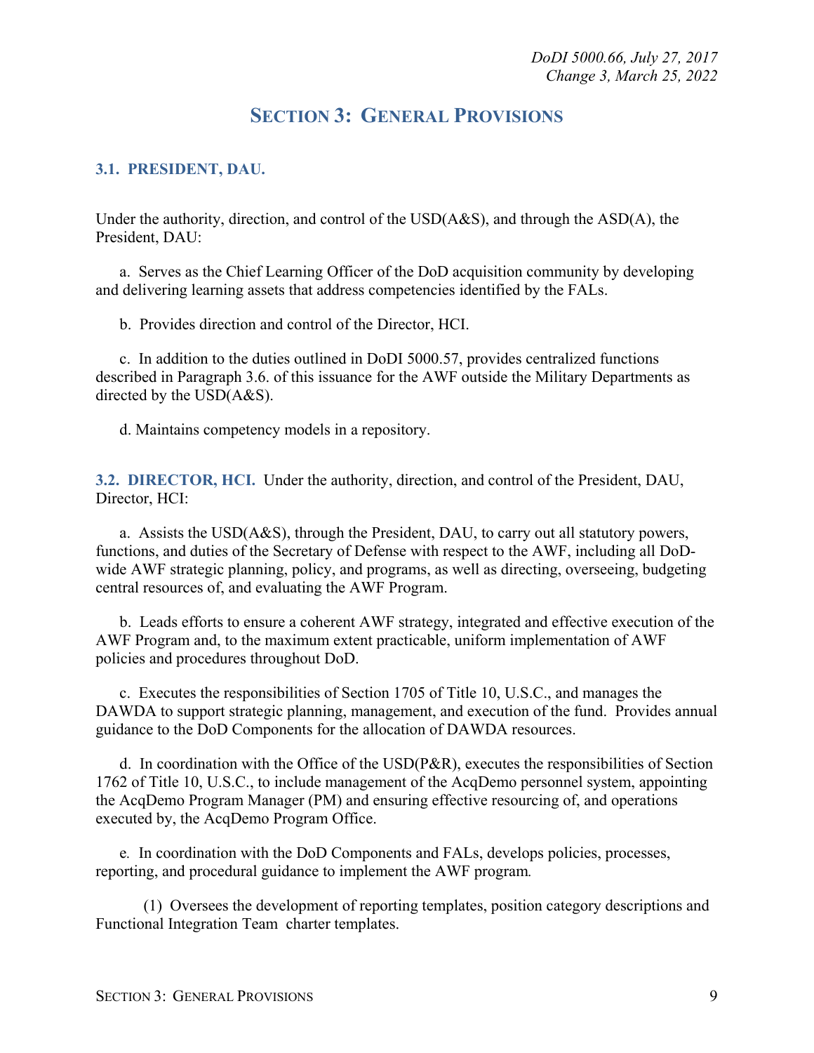# SECTION 3: GENERAL PROVISIONS

## 3.1. PRESIDENT, DAU.

Under the authority, direction, and control of the USD(A&S), and through the ASD(A), the President, DAU:

a. Serves as the Chief Learning Officer of the DoD acquisition community by developing and delivering learning assets that address competencies identified by the FALs.

b. Provides direction and control of the Director, HCI.

c. In addition to the duties outlined in DoDI 5000.57, provides centralized functions described in Paragraph 3.6. of this issuance for the AWF outside the Military Departments as directed by the USD(A&S).

d. Maintains competency models in a repository.

**3.2. DIRECTOR, HCI.** Under the authority, direction, and control of the President, DAU, Director, HCI:

a. Assists the USD(A&S), through the President, DAU, to carry out all statutory powers, functions, and duties of the Secretary of Defense with respect to the AWF, including all DoD-wide AWF strategic planning, policy, and programs, as well as directing, overseeing, budgeting central resources of, and evaluating the AWF Program.

b. Leads efforts to ensure a coherent AWF strategy, integrated and effective execution of the AWF Program and, to the maximum extent practicable, uniform implementation of AWF policies and procedures throughout DoD.

c. Executes the responsibilities of Section 1705 of Title 10, U.S.C., and manages the DAWDA to support strategic planning, management, and execution of the fund. Provides annual guidance to the DoD Components for the allocation of DAWDA resources.

d. In coordination with the Office of the USD(P&R), executes the responsibilities of Section 1762 of Title 10, U.S.C., to include management of the AcqDemo personnel system, appointing the AcqDemo Program Manager (PM) and ensuring effective resourcing of, and operations executed by, the AcqDemo Program Office.

e. In coordination with the DoD Components and FALs, develops policies, processes, reporting, and procedural guidance to implement the AWF program.

(1) Oversees the development of reporting templates, position category descriptions and Functional Integration Team charter templates.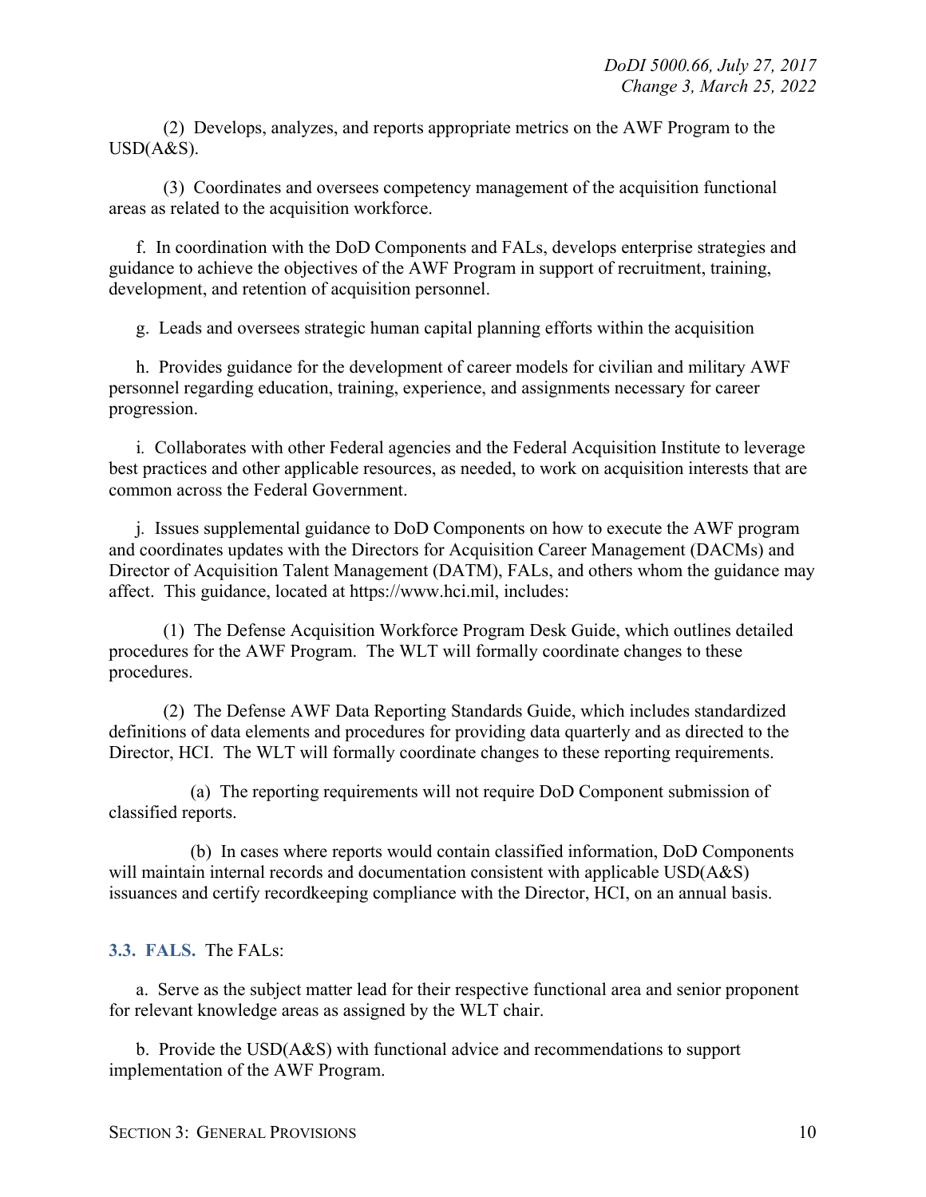(2) Develops, analyzes, and reports appropriate metrics on the AWF Program to the USD(A&S).

(3) Coordinates and oversees competency management of the acquisition functional areas as related to the acquisition workforce.

f. In coordination with the DoD Components and FALs, develops enterprise strategies and guidance to achieve the objectives of the AWF Program in support of recruitment, training, development, and retention of acquisition personnel.

g. Leads and oversees strategic human capital planning efforts within the acquisition

h. Provides guidance for the development of career models for civilian and military AWF personnel regarding education, training, experience, and assignments necessary for career progression.

i. Collaborates with other Federal agencies and the Federal Acquisition Institute to leverage best practices and other applicable resources, as needed, to work on acquisition interests that are common across the Federal Government.

j. Issues supplemental guidance to DoD Components on how to execute the AWF program and coordinates updates with the Directors for Acquisition Career Management (DACMs) and Director of Acquisition Talent Management (DATM), FALs, and others whom the guidance may affect. This guidance, located at https://www.hci.mil, includes:

(1) The Defense Acquisition Workforce Program Desk Guide, which outlines detailed procedures for the AWF Program. The WLT will formally coordinate changes to these procedures.

(2) The Defense AWF Data Reporting Standards Guide, which includes standardized definitions of data elements and procedures for providing data quarterly and as directed to the Director, HCI. The WLT will formally coordinate changes to these reporting requirements.

(a) The reporting requirements will not require DoD Component submission of classified reports.

(b) In cases where reports would contain classified information, DoD Components will maintain internal records and documentation consistent with applicable USD(A&S) issuances and certify recordkeeping compliance with the Director, HCI, on an annual basis.

## 3.3. FALS.

The FALs:

a. Serve as the subject matter lead for their respective functional area and senior proponent for relevant knowledge areas as assigned by the WLT chair.

b. Provide the USD(A&S) with functional advice and recommendations to support implementation of the AWF Program.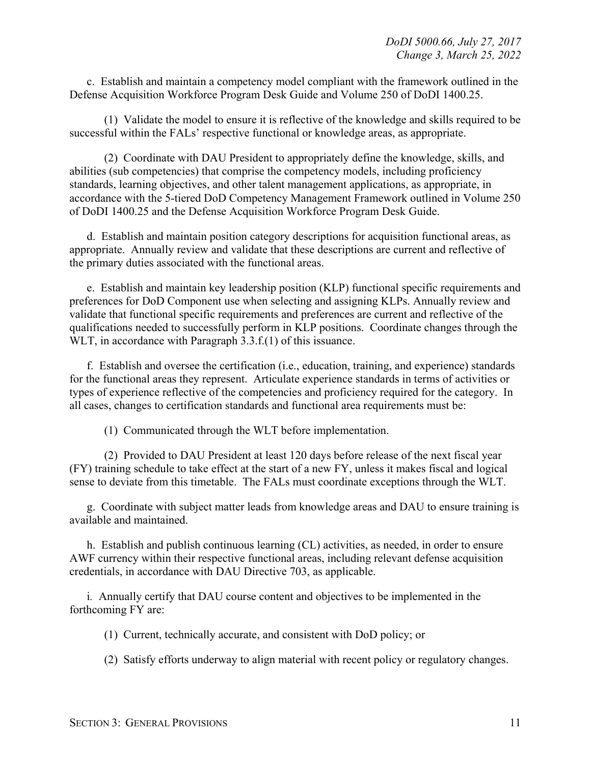c. Establish and maintain a competency model compliant with the framework outlined in the Defense Acquisition Workforce Program Desk Guide and Volume 250 of DoDI 1400.25.

(1) Validate the model to ensure it is reflective of the knowledge and skills required to be successful within the FALs' respective functional or knowledge areas, as appropriate.

(2) Coordinate with DAU President to appropriately define the knowledge, skills, and abilities (sub competencies) that comprise the competency models, including proficiency standards, learning objectives, and other talent management applications, as appropriate, in accordance with the 5-tiered DoD Competency Management Framework outlined in Volume 250 of DoDI 1400.25 and the Defense Acquisition Workforce Program Desk Guide.

d. Establish and maintain position category descriptions for acquisition functional areas, as appropriate. Annually review and validate that these descriptions are current and reflective of the primary duties associated with the functional areas.

e. Establish and maintain key leadership position (KLP) functional specific requirements and preferences for DoD Component use when selecting and assigning KLPs. Annually review and validate that functional specific requirements and preferences are current and reflective of the qualifications needed to successfully perform in KLP positions. Coordinate changes through the WLT, in accordance with Paragraph 3.3.f.(1) of this issuance.

f. Establish and oversee the certification (i.e., education, training, and experience) standards for the functional areas they represent. Articulate experience standards in terms of activities or types of experience reflective of the competencies and proficiency required for the category. In all cases, changes to certification standards and functional area requirements must be:

(1) Communicated through the WLT before implementation.

(2) Provided to DAU President at least 120 days before release of the next fiscal year (FY) training schedule to take effect at the start of a new FY, unless it makes fiscal and logical sense to deviate from this timetable. The FALs must coordinate exceptions through the WLT.

g. Coordinate with subject matter leads from knowledge areas and DAU to ensure training is available and maintained.

h. Establish and publish continuous learning (CL) activities, as needed, in order to ensure AWF currency within their respective functional areas, including relevant defense acquisition credentials, in accordance with DAU Directive 703, as applicable.

i. Annually certify that DAU course content and objectives to be implemented in the forthcoming FY are:

(1) Current, technically accurate, and consistent with DoD policy; or

(2) Satisfy efforts underway to align material with recent policy or regulatory changes.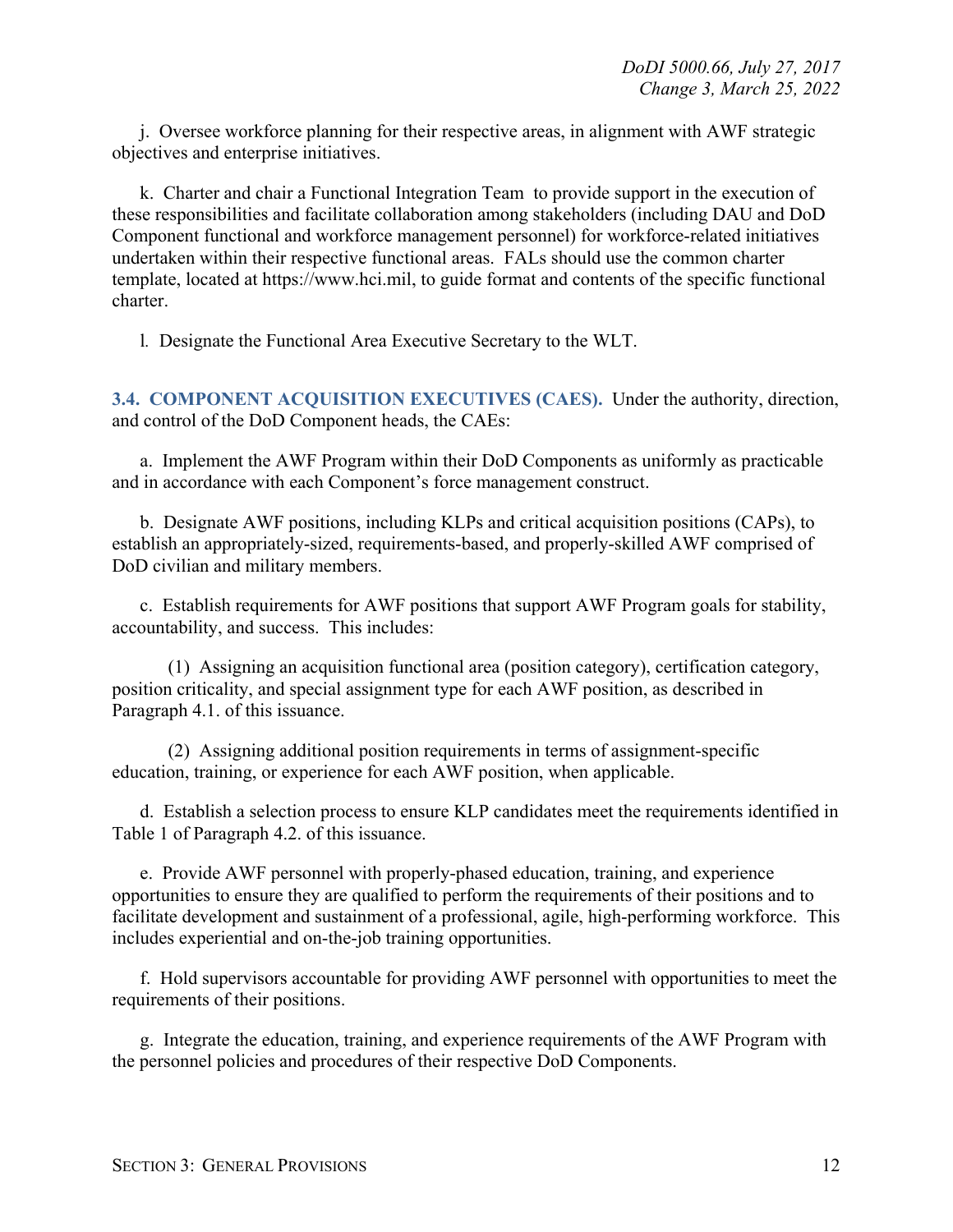j. Oversee workforce planning for their respective areas, in alignment with AWF strategic objectives and enterprise initiatives.

k. Charter and chair a Functional Integration Team to provide support in the execution of these responsibilities and facilitate collaboration among stakeholders (including DAU and DoD Component functional and workforce management personnel) for workforce-related initiatives undertaken within their respective functional areas. FALs should use the common charter template, located at https://www.hci.mil, to guide format and contents of the specific functional charter.

l. Designate the Functional Area Executive Secretary to the WLT.

## 3.4. COMPONENT ACQUISITION EXECUTIVES (CAES).

Under the authority, direction, and control of the DoD Component heads, the CAEs:

a. Implement the AWF Program within their DoD Components as uniformly as practicable and in accordance with each Component's force management construct.

b. Designate AWF positions, including KLPs and critical acquisition positions (CAPs), to establish an appropriately-sized, requirements-based, and properly-skilled AWF comprised of DoD civilian and military members.

c. Establish requirements for AWF positions that support AWF Program goals for stability, accountability, and success. This includes:

(1) Assigning an acquisition functional area (position category), certification category, position criticality, and special assignment type for each AWF position, as described in Paragraph 4.1. of this issuance.

(2) Assigning additional position requirements in terms of assignment-specific education, training, or experience for each AWF position, when applicable.

d. Establish a selection process to ensure KLP candidates meet the requirements identified in Table 1 of Paragraph 4.2. of this issuance.

e. Provide AWF personnel with properly-phased education, training, and experience opportunities to ensure they are qualified to perform the requirements of their positions and to facilitate development and sustainment of a professional, agile, high-performing workforce. This includes experiential and on-the-job training opportunities.

f. Hold supervisors accountable for providing AWF personnel with opportunities to meet the requirements of their positions.

g. Integrate the education, training, and experience requirements of the AWF Program with the personnel policies and procedures of their respective DoD Components.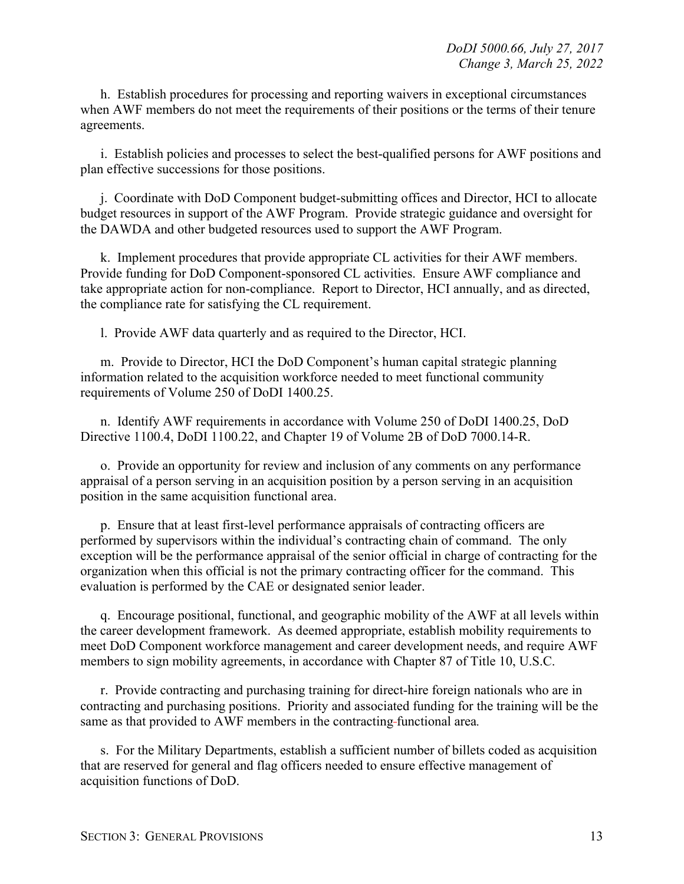h. Establish procedures for processing and reporting waivers in exceptional circumstances when AWF members do not meet the requirements of their positions or the terms of their tenure agreements.

i. Establish policies and processes to select the best-qualified persons for AWF positions and plan effective successions for those positions.

j. Coordinate with DoD Component budget-submitting offices and Director, HCI to allocate budget resources in support of the AWF Program. Provide strategic guidance and oversight for the DAWDA and other budgeted resources used to support the AWF Program.

k. Implement procedures that provide appropriate CL activities for their AWF members. Provide funding for DoD Component-sponsored CL activities. Ensure AWF compliance and take appropriate action for non-compliance. Report to Director, HCI annually, and as directed, the compliance rate for satisfying the CL requirement.

l. Provide AWF data quarterly and as required to the Director, HCI.

m. Provide to Director, HCI the DoD Component's human capital strategic planning information related to the acquisition workforce needed to meet functional community requirements of Volume 250 of DoDI 1400.25.

n. Identify AWF requirements in accordance with Volume 250 of DoDI 1400.25, DoD Directive 1100.4, DoDI 1100.22, and Chapter 19 of Volume 2B of DoD 7000.14-R.

o. Provide an opportunity for review and inclusion of any comments on any performance appraisal of a person serving in an acquisition position by a person serving in an acquisition position in the same acquisition functional area.

p. Ensure that at least first-level performance appraisals of contracting officers are performed by supervisors within the individual's contracting chain of command. The only exception will be the performance appraisal of the senior official in charge of contracting for the organization when this official is not the primary contracting officer for the command. This evaluation is performed by the CAE or designated senior leader.

q. Encourage positional, functional, and geographic mobility of the AWF at all levels within the career development framework. As deemed appropriate, establish mobility requirements to meet DoD Component workforce management and career development needs, and require AWF members to sign mobility agreements, in accordance with Chapter 87 of Title 10, U.S.C.

r. Provide contracting and purchasing training for direct-hire foreign nationals who are in contracting and purchasing positions. Priority and associated funding for the training will be the same as that provided to AWF members in the contracting functional area.

s. For the Military Departments, establish a sufficient number of billets coded as acquisition that are reserved for general and flag officers needed to ensure effective management of acquisition functions of DoD.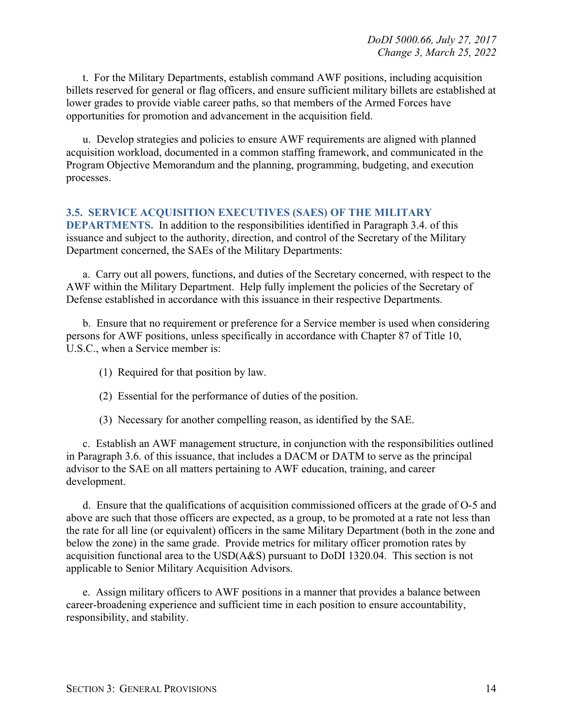t. For the Military Departments, establish command AWF positions, including acquisition billets reserved for general or flag officers, and ensure sufficient military billets are established at lower grades to provide viable career paths, so that members of the Armed Forces have opportunities for promotion and advancement in the acquisition field.

u. Develop strategies and policies to ensure AWF requirements are aligned with planned acquisition workload, documented in a common staffing framework, and communicated in the Program Objective Memorandum and the planning, programming, budgeting, and execution processes.

**3.5. SERVICE ACQUISITION EXECUTIVES (SAES) OF THE MILITARY DEPARTMENTS.** In addition to the responsibilities identified in Paragraph 3.4. of this issuance and subject to the authority, direction, and control of the Secretary of the Military Department concerned, the SAEs of the Military Departments:

a. Carry out all powers, functions, and duties of the Secretary concerned, with respect to the AWF within the Military Department. Help fully implement the policies of the Secretary of Defense established in accordance with this issuance in their respective Departments.

b. Ensure that no requirement or preference for a Service member is used when considering persons for AWF positions, unless specifically in accordance with Chapter 87 of Title 10, U.S.C., when a Service member is:

(1) Required for that position by law.

(2) Essential for the performance of duties of the position.

(3) Necessary for another compelling reason, as identified by the SAE.

c. Establish an AWF management structure, in conjunction with the responsibilities outlined in Paragraph 3.6. of this issuance, that includes a DACM or DATM to serve as the principal advisor to the SAE on all matters pertaining to AWF education, training, and career development.

d. Ensure that the qualifications of acquisition commissioned officers at the grade of O-5 and above are such that those officers are expected, as a group, to be promoted at a rate not less than the rate for all line (or equivalent) officers in the same Military Department (both in the zone and below the zone) in the same grade. Provide metrics for military officer promotion rates by acquisition functional area to the USD(A&S) pursuant to DoDI 1320.04. This section is not applicable to Senior Military Acquisition Advisors.

e. Assign military officers to AWF positions in a manner that provides a balance between career-broadening experience and sufficient time in each position to ensure accountability, responsibility, and stability.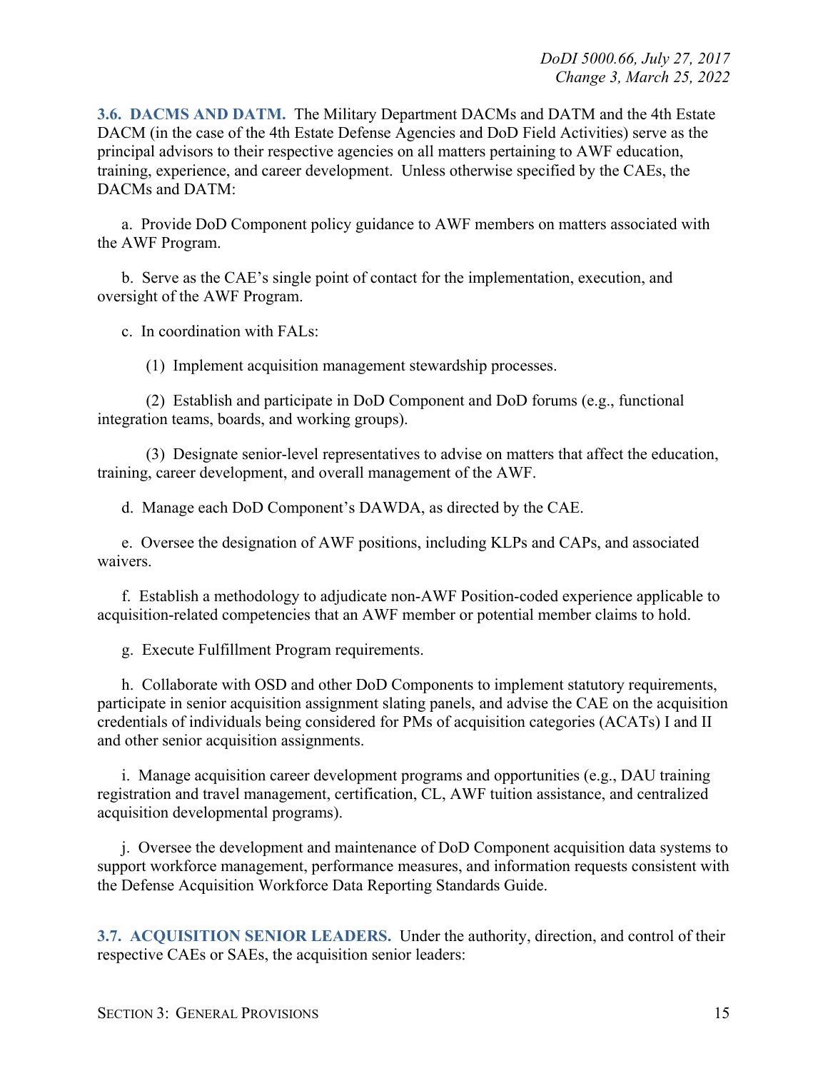**3.6. DACMS AND DATM.** The Military Department DACMs and DATM and the 4th Estate DACM (in the case of the 4th Estate Defense Agencies and DoD Field Activities) serve as the principal advisors to their respective agencies on all matters pertaining to AWF education, training, experience, and career development. Unless otherwise specified by the CAEs, the DACMs and DATM:

a. Provide DoD Component policy guidance to AWF members on matters associated with the AWF Program.

b. Serve as the CAE's single point of contact for the implementation, execution, and oversight of the AWF Program.

c. In coordination with FALs:

(1) Implement acquisition management stewardship processes.

(2) Establish and participate in DoD Component and DoD forums (e.g., functional integration teams, boards, and working groups).

(3) Designate senior-level representatives to advise on matters that affect the education, training, career development, and overall management of the AWF.

d. Manage each DoD Component's DAWDA, as directed by the CAE.

e. Oversee the designation of AWF positions, including KLPs and CAPs, and associated waivers.

f. Establish a methodology to adjudicate non-AWF Position-coded experience applicable to acquisition-related competencies that an AWF member or potential member claims to hold.

g. Execute Fulfillment Program requirements.

h. Collaborate with OSD and other DoD Components to implement statutory requirements, participate in senior acquisition assignment slating panels, and advise the CAE on the acquisition credentials of individuals being considered for PMs of acquisition categories (ACATs) I and II and other senior acquisition assignments.

i. Manage acquisition career development programs and opportunities (e.g., DAU training registration and travel management, certification, CL, AWF tuition assistance, and centralized acquisition developmental programs).

j. Oversee the development and maintenance of DoD Component acquisition data systems to support workforce management, performance measures, and information requests consistent with the Defense Acquisition Workforce Data Reporting Standards Guide.

**3.7. ACQUISITION SENIOR LEADERS.** Under the authority, direction, and control of their respective CAEs or SAEs, the acquisition senior leaders: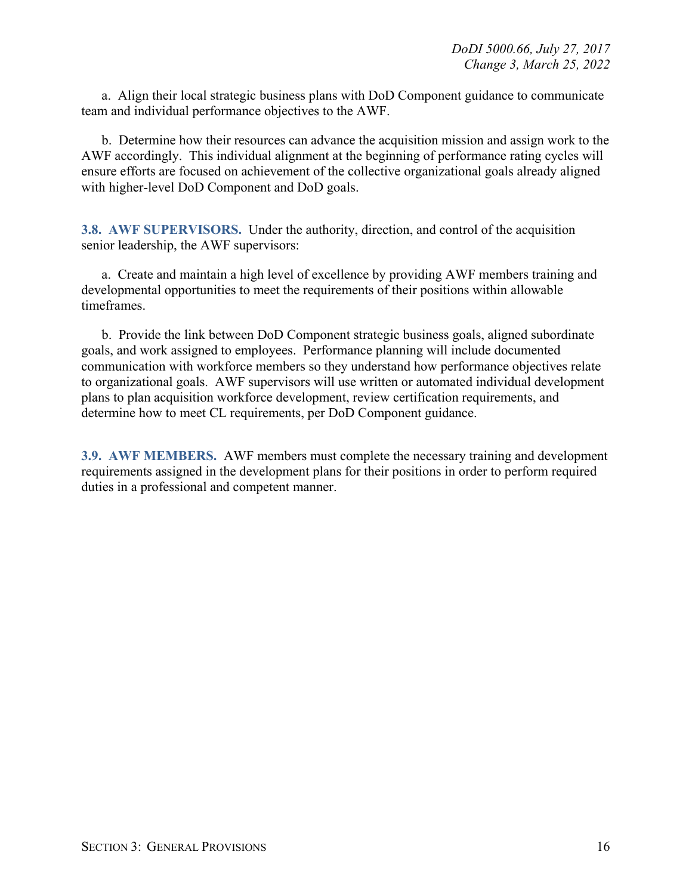a. Align their local strategic business plans with DoD Component guidance to communicate team and individual performance objectives to the AWF.

b. Determine how their resources can advance the acquisition mission and assign work to the AWF accordingly. This individual alignment at the beginning of performance rating cycles will ensure efforts are focused on achievement of the collective organizational goals already aligned with higher-level DoD Component and DoD goals.

**3.8. AWF SUPERVISORS.** Under the authority, direction, and control of the acquisition senior leadership, the AWF supervisors:

a. Create and maintain a high level of excellence by providing AWF members training and developmental opportunities to meet the requirements of their positions within allowable timeframes.

b. Provide the link between DoD Component strategic business goals, aligned subordinate goals, and work assigned to employees. Performance planning will include documented communication with workforce members so they understand how performance objectives relate to organizational goals. AWF supervisors will use written or automated individual development plans to plan acquisition workforce development, review certification requirements, and determine how to meet CL requirements, per DoD Component guidance.

**3.9. AWF MEMBERS.** AWF members must complete the necessary training and development requirements assigned in the development plans for their positions in order to perform required duties in a professional and competent manner.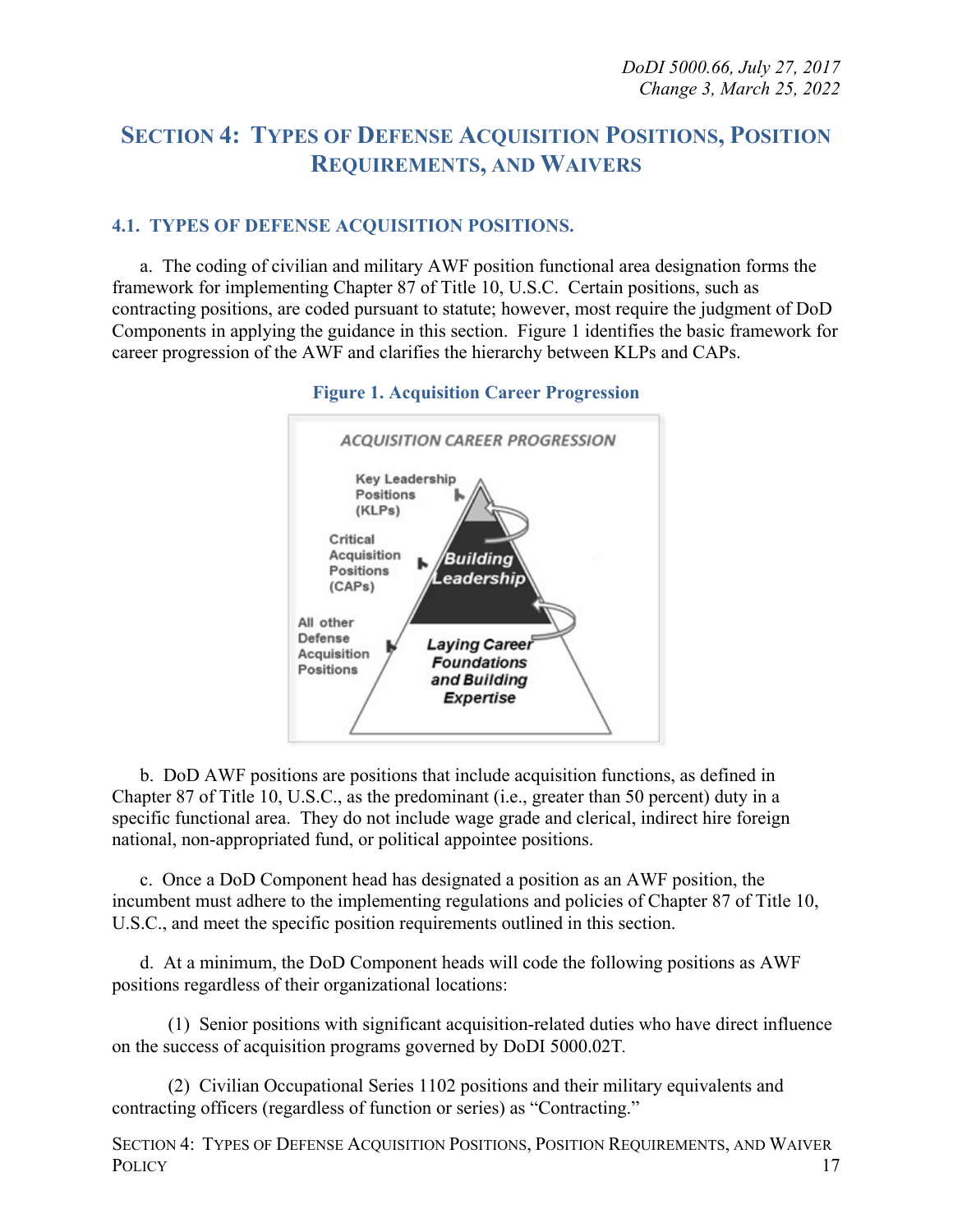# SECTION 4: TYPES OF DEFENSE ACQUISITION POSITIONS, POSITION REQUIREMENTS, AND WAIVERS

## 4.1. TYPES OF DEFENSE ACQUISITION POSITIONS.

a. The coding of civilian and military AWF position functional area designation forms the framework for implementing Chapter 87 of Title 10, U.S.C. Certain positions, such as contracting positions, are coded pursuant to statute; however, most require the judgment of DoD Components in applying the guidance in this section. Figure 1 identifies the basic framework for career progression of the AWF and clarifies the hierarchy between KLPs and CAPs.

**Figure 1. Acquisition Career Progression**

ACQUISITION CAREER PROGRESSION

- Key Leadership Positions (KLPs)
- Critical Acquisition Positions (CAPs) — *Building Leadership*
- All other Defense Acquisition Positions — *Laying Career Foundations and Building Expertise*

b. DoD AWF positions are positions that include acquisition functions, as defined in Chapter 87 of Title 10, U.S.C., as the predominant (i.e., greater than 50 percent) duty in a specific functional area. They do not include wage grade and clerical, indirect hire foreign national, non-appropriated fund, or political appointee positions.

c. Once a DoD Component head has designated a position as an AWF position, the incumbent must adhere to the implementing regulations and policies of Chapter 87 of Title 10, U.S.C., and meet the specific position requirements outlined in this section.

d. At a minimum, the DoD Component heads will code the following positions as AWF positions regardless of their organizational locations:

(1) Senior positions with significant acquisition-related duties who have direct influence on the success of acquisition programs governed by DoDI 5000.02T.

(2) Civilian Occupational Series 1102 positions and their military equivalents and contracting officers (regardless of function or series) as "Contracting."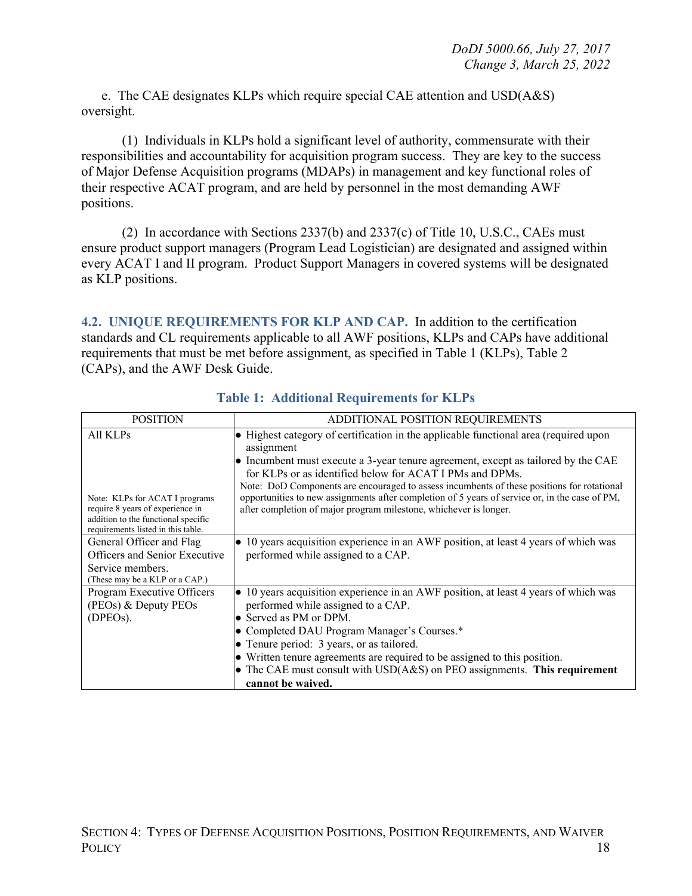e. The CAE designates KLPs which require special CAE attention and USD(A&S) oversight.

(1) Individuals in KLPs hold a significant level of authority, commensurate with their responsibilities and accountability for acquisition program success. They are key to the success of Major Defense Acquisition programs (MDAPs) in management and key functional roles of their respective ACAT program, and are held by personnel in the most demanding AWF positions.

(2) In accordance with Sections 2337(b) and 2337(c) of Title 10, U.S.C., CAEs must ensure product support managers (Program Lead Logistician) are designated and assigned within every ACAT I and II program. Product Support Managers in covered systems will be designated as KLP positions.

## 4.2. UNIQUE REQUIREMENTS FOR KLP AND CAP.

In addition to the certification standards and CL requirements applicable to all AWF positions, KLPs and CAPs have additional requirements that must be met before assignment, as specified in Table 1 (KLPs), Table 2 (CAPs), and the AWF Desk Guide.

**Table 1: Additional Requirements for KLPs**

| POSITION | ADDITIONAL POSITION REQUIREMENTS |
|---|---|
| All KLPs<br><br>Note: KLPs for ACAT I programs require 8 years of experience in addition to the functional specific requirements listed in this table. | • Highest category of certification in the applicable functional area (required upon assignment<br>• Incumbent must execute a 3-year tenure agreement, except as tailored by the CAE for KLPs or as identified below for ACAT I PMs and DPMs.<br>Note: DoD Components are encouraged to assess incumbents of these positions for rotational opportunities to new assignments after completion of 5 years of service or, in the case of PM, after completion of major program milestone, whichever is longer. |
| General Officer and Flag Officers and Senior Executive Service members.<br>(These may be a KLP or a CAP.) | • 10 years acquisition experience in an AWF position, at least 4 years of which was performed while assigned to a CAP. |
| Program Executive Officers (PEOs) & Deputy PEOs (DPEOs). | • 10 years acquisition experience in an AWF position, at least 4 years of which was performed while assigned to a CAP.<br>• Served as PM or DPM.<br>• Completed DAU Program Manager's Courses.*<br>• Tenure period: 3 years, or as tailored.<br>• Written tenure agreements are required to be assigned to this position.<br>• The CAE must consult with USD(A&S) on PEO assignments. **This requirement cannot be waived.** |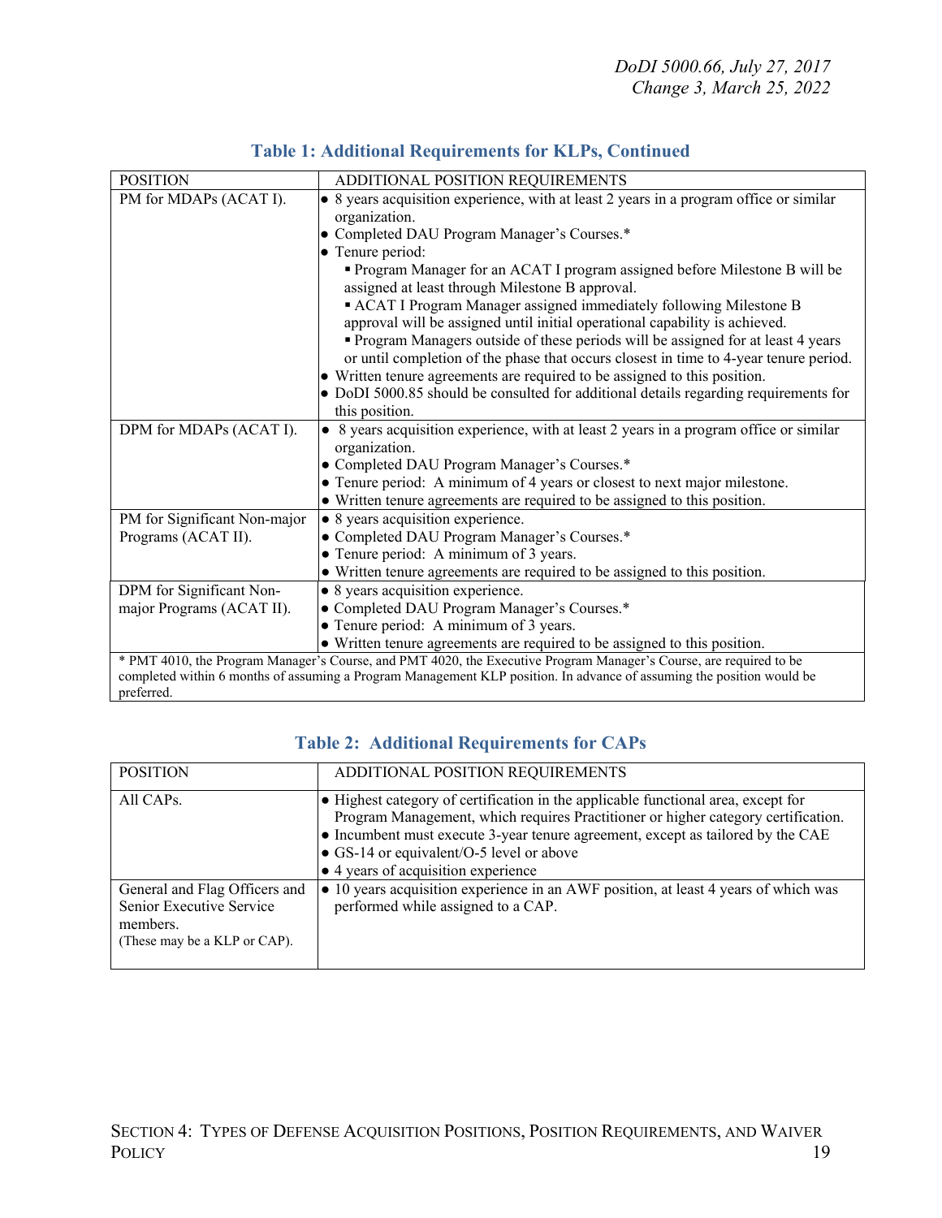### Table 1: Additional Requirements for KLPs, Continued

| POSITION | ADDITIONAL POSITION REQUIREMENTS |
|---|---|
| PM for MDAPs (ACAT I). | • 8 years acquisition experience, with at least 2 years in a program office or similar organization.<br>• Completed DAU Program Manager's Courses.*<br>• Tenure period:<br>▪ Program Manager for an ACAT I program assigned before Milestone B will be assigned at least through Milestone B approval.<br>▪ ACAT I Program Manager assigned immediately following Milestone B approval will be assigned until initial operational capability is achieved.<br>▪ Program Managers outside of these periods will be assigned for at least 4 years or until completion of the phase that occurs closest in time to 4-year tenure period.<br>• Written tenure agreements are required to be assigned to this position.<br>• DoDI 5000.85 should be consulted for additional details regarding requirements for this position. |
| DPM for MDAPs (ACAT I). | • 8 years acquisition experience, with at least 2 years in a program office or similar organization.<br>• Completed DAU Program Manager's Courses.*<br>• Tenure period: A minimum of 4 years or closest to next major milestone.<br>• Written tenure agreements are required to be assigned to this position. |
| PM for Significant Non-major Programs (ACAT II). | • 8 years acquisition experience.<br>• Completed DAU Program Manager's Courses.*<br>• Tenure period: A minimum of 3 years.<br>• Written tenure agreements are required to be assigned to this position. |
| DPM for Significant Non-major Programs (ACAT II). | • 8 years acquisition experience.<br>• Completed DAU Program Manager's Courses.*<br>• Tenure period: A minimum of 3 years.<br>• Written tenure agreements are required to be assigned to this position. |

* PMT 4010, the Program Manager's Course, and PMT 4020, the Executive Program Manager's Course, are required to be completed within 6 months of assuming a Program Management KLP position. In advance of assuming the position would be preferred.

### Table 2: Additional Requirements for CAPs

| POSITION | ADDITIONAL POSITION REQUIREMENTS |
|---|---|
| All CAPs. | • Highest category of certification in the applicable functional area, except for Program Management, which requires Practitioner or higher category certification.<br>• Incumbent must execute 3-year tenure agreement, except as tailored by the CAE<br>• GS-14 or equivalent/O-5 level or above<br>• 4 years of acquisition experience |
| General and Flag Officers and Senior Executive Service members.<br>(These may be a KLP or CAP). | • 10 years acquisition experience in an AWF position, at least 4 years of which was performed while assigned to a CAP. |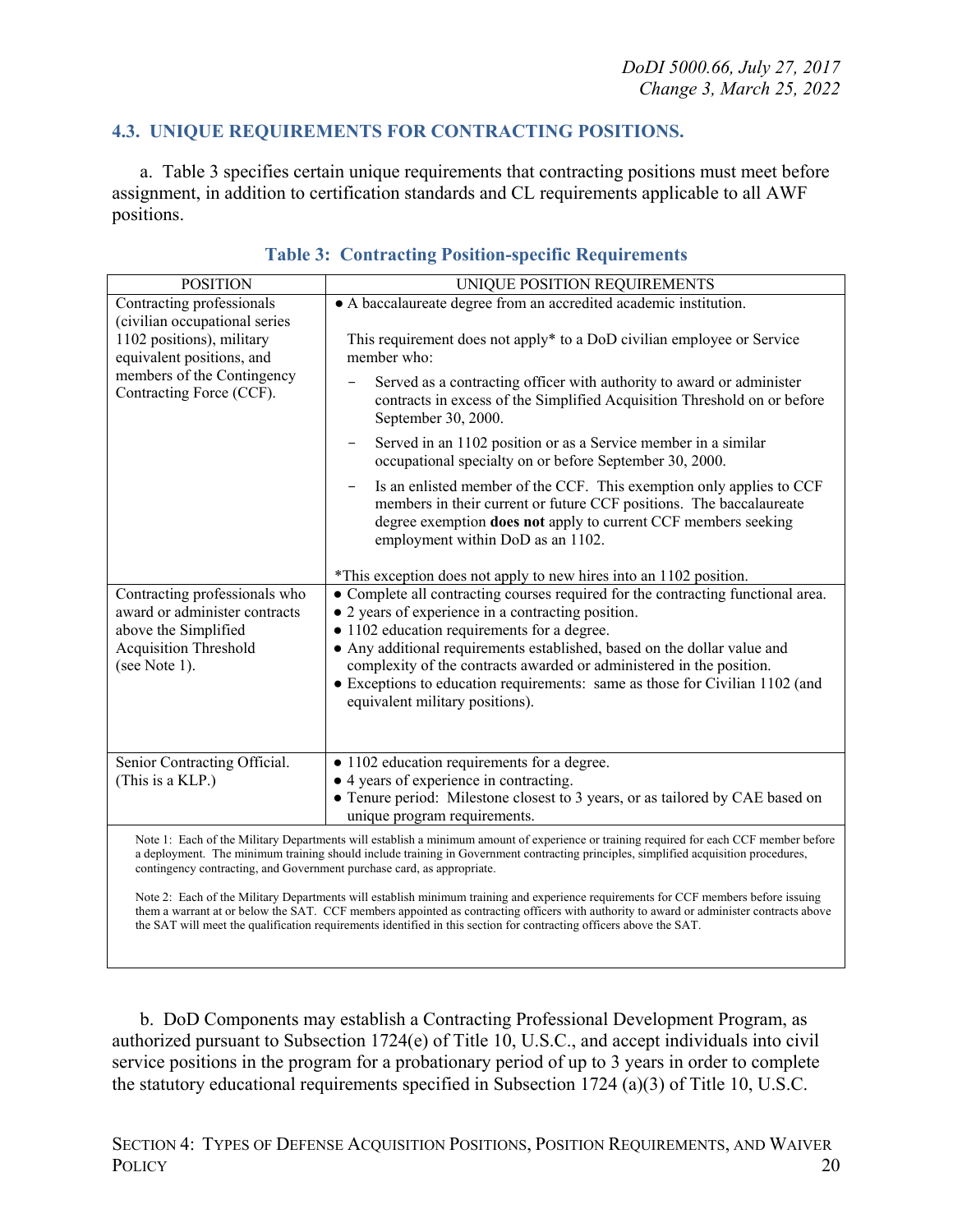### 4.3. UNIQUE REQUIREMENTS FOR CONTRACTING POSITIONS.

a. Table 3 specifies certain unique requirements that contracting positions must meet before assignment, in addition to certification standards and CL requirements applicable to all AWF positions.

**Table 3: Contracting Position-specific Requirements**

| POSITION | UNIQUE POSITION REQUIREMENTS |
|---|---|
| Contracting professionals (civilian occupational series 1102 positions), military equivalent positions, and members of the Contingency Contracting Force (CCF). | ● A baccalaureate degree from an accredited academic institution.<br><br>This requirement does not apply* to a DoD civilian employee or Service member who:<br>– Served as a contracting officer with authority to award or administer contracts in excess of the Simplified Acquisition Threshold on or before September 30, 2000.<br>– Served in an 1102 position or as a Service member in a similar occupational specialty on or before September 30, 2000.<br>– Is an enlisted member of the CCF. This exemption only applies to CCF members in their current or future CCF positions. The baccalaureate degree exemption **does not** apply to current CCF members seeking employment within DoD as an 1102.<br><br>*This exception does not apply to new hires into an 1102 position. |
| Contracting professionals who award or administer contracts above the Simplified Acquisition Threshold (see Note 1). | ● Complete all contracting courses required for the contracting functional area.<br>● 2 years of experience in a contracting position.<br>● 1102 education requirements for a degree.<br>● Any additional requirements established, based on the dollar value and complexity of the contracts awarded or administered in the position.<br>● Exceptions to education requirements: same as those for Civilian 1102 (and equivalent military positions). |
| Senior Contracting Official. (This is a KLP.) | ● 1102 education requirements for a degree.<br>● 4 years of experience in contracting.<br>● Tenure period: Milestone closest to 3 years, or as tailored by CAE based on unique program requirements. |

Note 1: Each of the Military Departments will establish a minimum amount of experience or training required for each CCF member before a deployment. The minimum training should include training in Government contracting principles, simplified acquisition procedures, contingency contracting, and Government purchase card, as appropriate.

Note 2: Each of the Military Departments will establish minimum training and experience requirements for CCF members before issuing them a warrant at or below the SAT. CCF members appointed as contracting officers with authority to award or administer contracts above the SAT will meet the qualification requirements identified in this section for contracting officers above the SAT.

b. DoD Components may establish a Contracting Professional Development Program, as authorized pursuant to Subsection 1724(e) of Title 10, U.S.C., and accept individuals into civil service positions in the program for a probationary period of up to 3 years in order to complete the statutory educational requirements specified in Subsection 1724 (a)(3) of Title 10, U.S.C.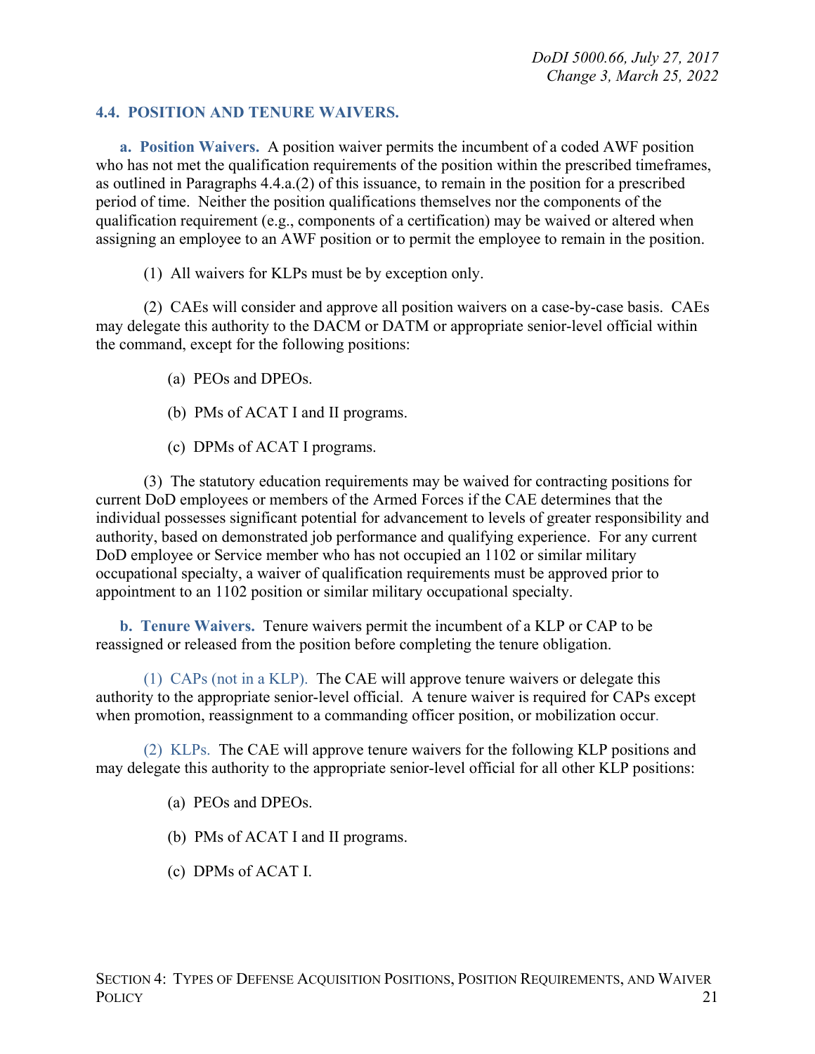### 4.4. POSITION AND TENURE WAIVERS.

**a. Position Waivers.** A position waiver permits the incumbent of a coded AWF position who has not met the qualification requirements of the position within the prescribed timeframes, as outlined in Paragraphs 4.4.a.(2) of this issuance, to remain in the position for a prescribed period of time. Neither the position qualifications themselves nor the components of the qualification requirement (e.g., components of a certification) may be waived or altered when assigning an employee to an AWF position or to permit the employee to remain in the position.

(1) All waivers for KLPs must be by exception only.

(2) CAEs will consider and approve all position waivers on a case-by-case basis. CAEs may delegate this authority to the DACM or DATM or appropriate senior-level official within the command, except for the following positions:

(a) PEOs and DPEOs.

(b) PMs of ACAT I and II programs.

(c) DPMs of ACAT I programs.

(3) The statutory education requirements may be waived for contracting positions for current DoD employees or members of the Armed Forces if the CAE determines that the individual possesses significant potential for advancement to levels of greater responsibility and authority, based on demonstrated job performance and qualifying experience. For any current DoD employee or Service member who has not occupied an 1102 or similar military occupational specialty, a waiver of qualification requirements must be approved prior to appointment to an 1102 position or similar military occupational specialty.

**b. Tenure Waivers.** Tenure waivers permit the incumbent of a KLP or CAP to be reassigned or released from the position before completing the tenure obligation.

(1) CAPs (not in a KLP). The CAE will approve tenure waivers or delegate this authority to the appropriate senior-level official. A tenure waiver is required for CAPs except when promotion, reassignment to a commanding officer position, or mobilization occur.

(2) KLPs. The CAE will approve tenure waivers for the following KLP positions and may delegate this authority to the appropriate senior-level official for all other KLP positions:

(a) PEOs and DPEOs.

(b) PMs of ACAT I and II programs.

(c) DPMs of ACAT I.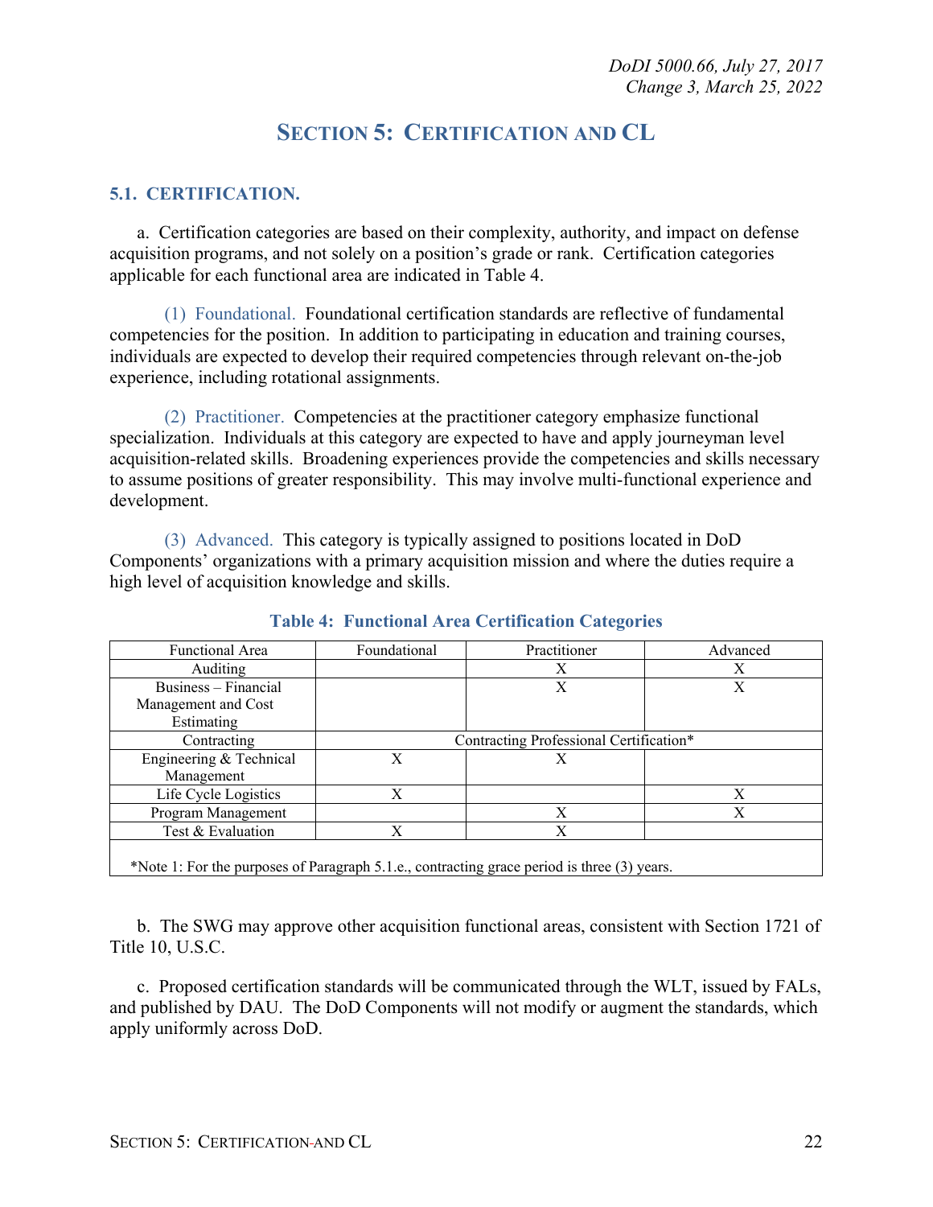# SECTION 5: CERTIFICATION AND CL

## 5.1. CERTIFICATION.

a. Certification categories are based on their complexity, authority, and impact on defense acquisition programs, and not solely on a position's grade or rank. Certification categories applicable for each functional area are indicated in Table 4.

(1) Foundational. Foundational certification standards are reflective of fundamental competencies for the position. In addition to participating in education and training courses, individuals are expected to develop their required competencies through relevant on-the-job experience, including rotational assignments.

(2) Practitioner. Competencies at the practitioner category emphasize functional specialization. Individuals at this category are expected to have and apply journeyman level acquisition-related skills. Broadening experiences provide the competencies and skills necessary to assume positions of greater responsibility. This may involve multi-functional experience and development.

(3) Advanced. This category is typically assigned to positions located in DoD Components' organizations with a primary acquisition mission and where the duties require a high level of acquisition knowledge and skills.

**Table 4: Functional Area Certification Categories**

| Functional Area | Foundational | Practitioner | Advanced |
|---|---|---|---|
| Auditing | | X | X |
| Business – Financial Management and Cost Estimating | | X | X |
| Contracting | Contracting Professional Certification* | | |
| Engineering & Technical Management | X | X | |
| Life Cycle Logistics | X | | X |
| Program Management | | X | X |
| Test & Evaluation | X | X | |
| *Note 1: For the purposes of Paragraph 5.1.e., contracting grace period is three (3) years. | | | |

b. The SWG may approve other acquisition functional areas, consistent with Section 1721 of Title 10, U.S.C.

c. Proposed certification standards will be communicated through the WLT, issued by FALs, and published by DAU. The DoD Components will not modify or augment the standards, which apply uniformly across DoD.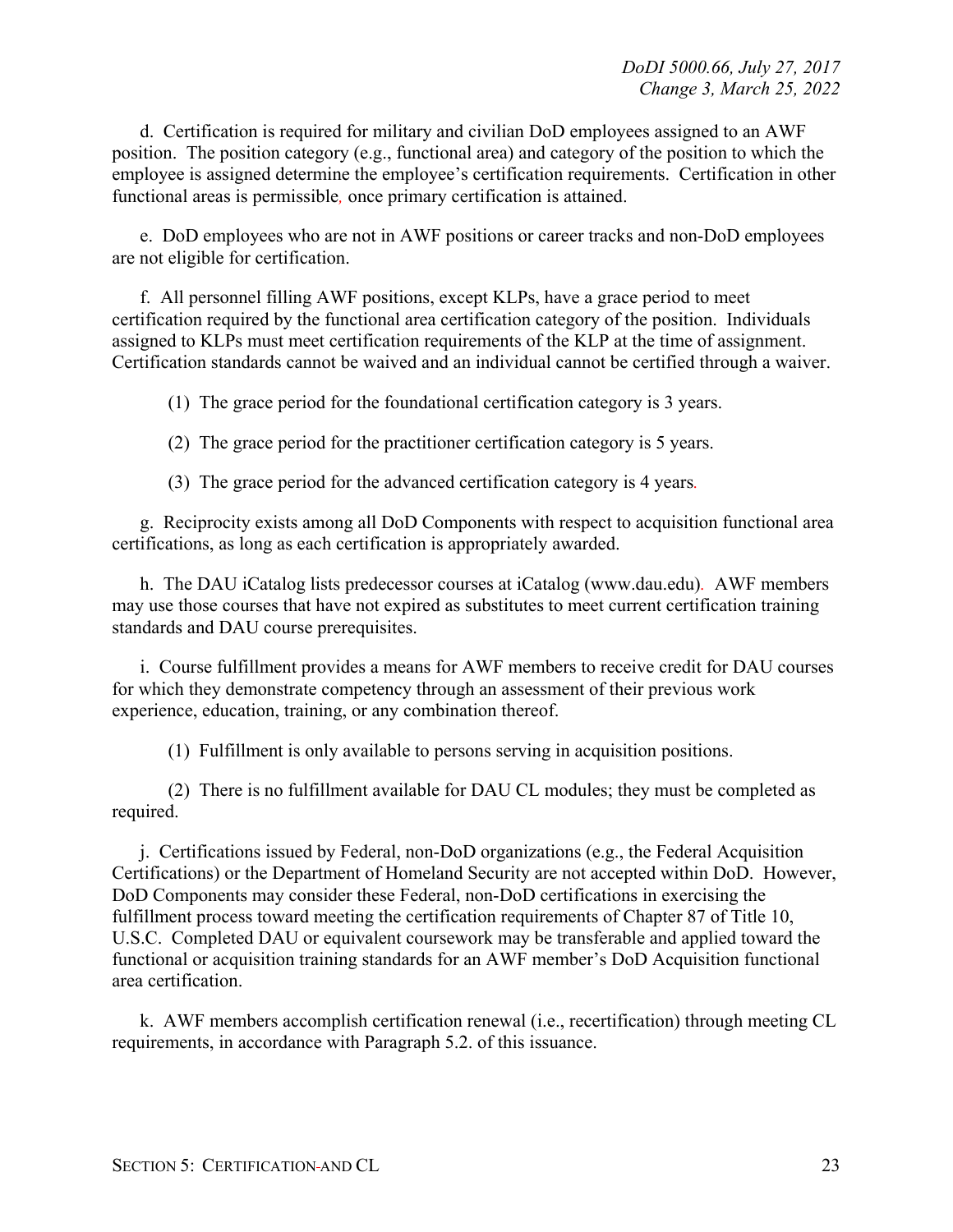d. Certification is required for military and civilian DoD employees assigned to an AWF position. The position category (e.g., functional area) and category of the position to which the employee is assigned determine the employee's certification requirements. Certification in other functional areas is permissible, once primary certification is attained.

e. DoD employees who are not in AWF positions or career tracks and non-DoD employees are not eligible for certification.

f. All personnel filling AWF positions, except KLPs, have a grace period to meet certification required by the functional area certification category of the position. Individuals assigned to KLPs must meet certification requirements of the KLP at the time of assignment. Certification standards cannot be waived and an individual cannot be certified through a waiver.

(1) The grace period for the foundational certification category is 3 years.

(2) The grace period for the practitioner certification category is 5 years.

(3) The grace period for the advanced certification category is 4 years.

g. Reciprocity exists among all DoD Components with respect to acquisition functional area certifications, as long as each certification is appropriately awarded.

h. The DAU iCatalog lists predecessor courses at iCatalog (www.dau.edu). AWF members may use those courses that have not expired as substitutes to meet current certification training standards and DAU course prerequisites.

i. Course fulfillment provides a means for AWF members to receive credit for DAU courses for which they demonstrate competency through an assessment of their previous work experience, education, training, or any combination thereof.

(1) Fulfillment is only available to persons serving in acquisition positions.

(2) There is no fulfillment available for DAU CL modules; they must be completed as required.

j. Certifications issued by Federal, non-DoD organizations (e.g., the Federal Acquisition Certifications) or the Department of Homeland Security are not accepted within DoD. However, DoD Components may consider these Federal, non-DoD certifications in exercising the fulfillment process toward meeting the certification requirements of Chapter 87 of Title 10, U.S.C. Completed DAU or equivalent coursework may be transferable and applied toward the functional or acquisition training standards for an AWF member's DoD Acquisition functional area certification.

k. AWF members accomplish certification renewal (i.e., recertification) through meeting CL requirements, in accordance with Paragraph 5.2. of this issuance.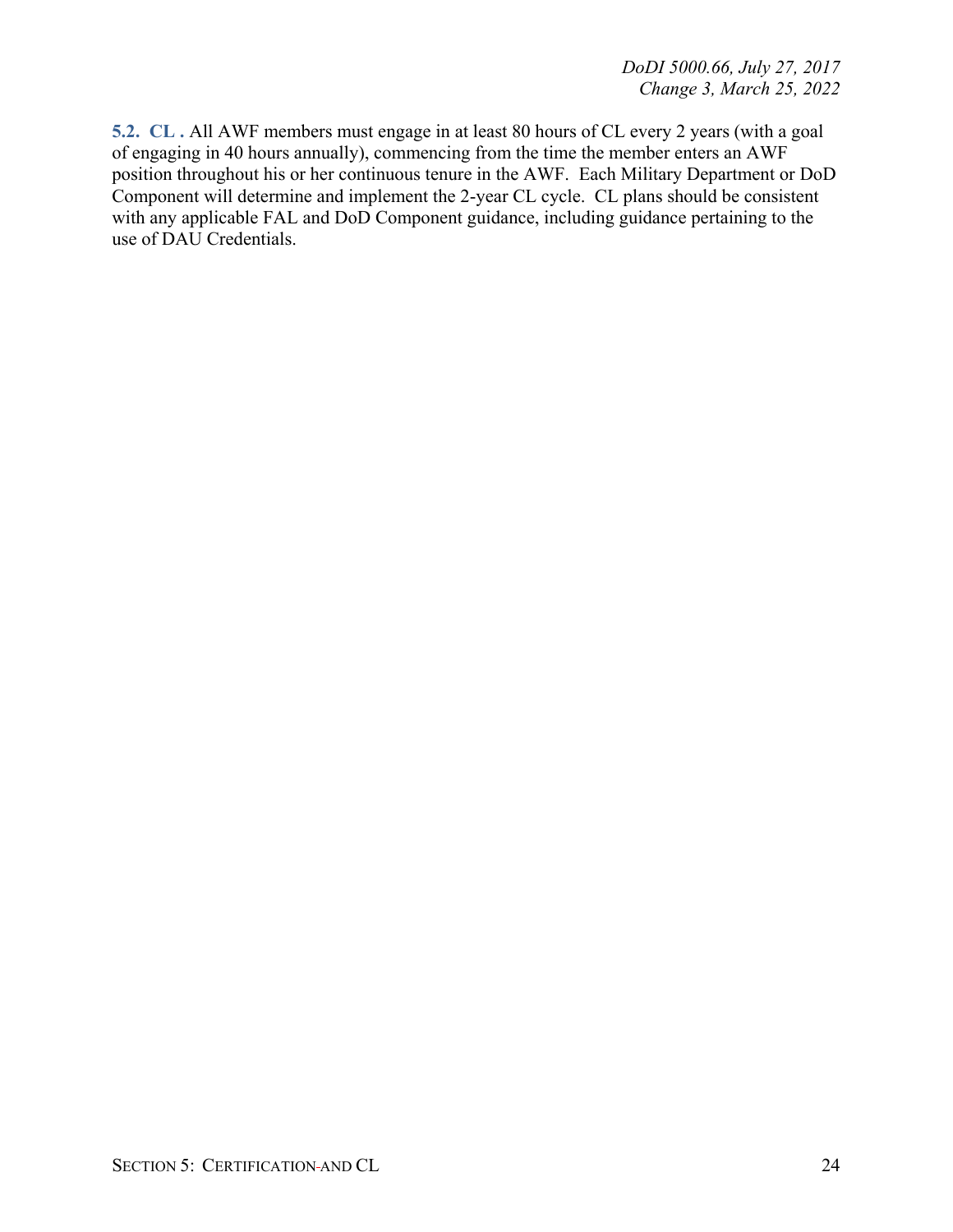**5.2. CL .** All AWF members must engage in at least 80 hours of CL every 2 years (with a goal of engaging in 40 hours annually), commencing from the time the member enters an AWF position throughout his or her continuous tenure in the AWF. Each Military Department or DoD Component will determine and implement the 2-year CL cycle. CL plans should be consistent with any applicable FAL and DoD Component guidance, including guidance pertaining to the use of DAU Credentials.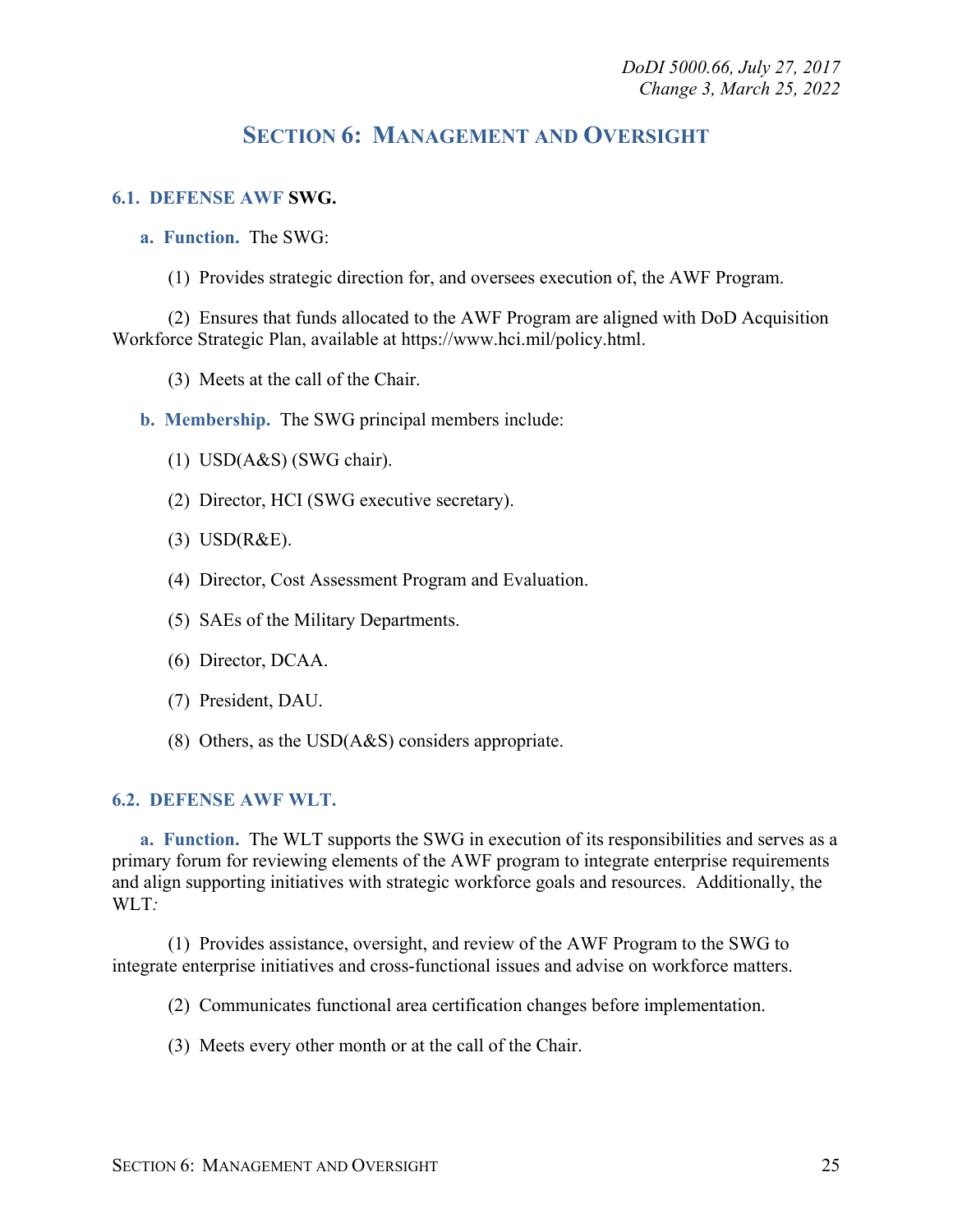## SECTION 6: MANAGEMENT AND OVERSIGHT

### 6.1. DEFENSE AWF SWG.

**a. Function.** The SWG:

(1) Provides strategic direction for, and oversees execution of, the AWF Program.

(2) Ensures that funds allocated to the AWF Program are aligned with DoD Acquisition Workforce Strategic Plan, available at https://www.hci.mil/policy.html.

(3) Meets at the call of the Chair.

**b. Membership.** The SWG principal members include:

(1) USD(A&S) (SWG chair).

(2) Director, HCI (SWG executive secretary).

(3) USD(R&E).

(4) Director, Cost Assessment Program and Evaluation.

(5) SAEs of the Military Departments.

(6) Director, DCAA.

(7) President, DAU.

(8) Others, as the USD(A&S) considers appropriate.

### 6.2. DEFENSE AWF WLT.

**a. Function.** The WLT supports the SWG in execution of its responsibilities and serves as a primary forum for reviewing elements of the AWF program to integrate enterprise requirements and align supporting initiatives with strategic workforce goals and resources. Additionally, the WLT:

(1) Provides assistance, oversight, and review of the AWF Program to the SWG to integrate enterprise initiatives and cross-functional issues and advise on workforce matters.

(2) Communicates functional area certification changes before implementation.

(3) Meets every other month or at the call of the Chair.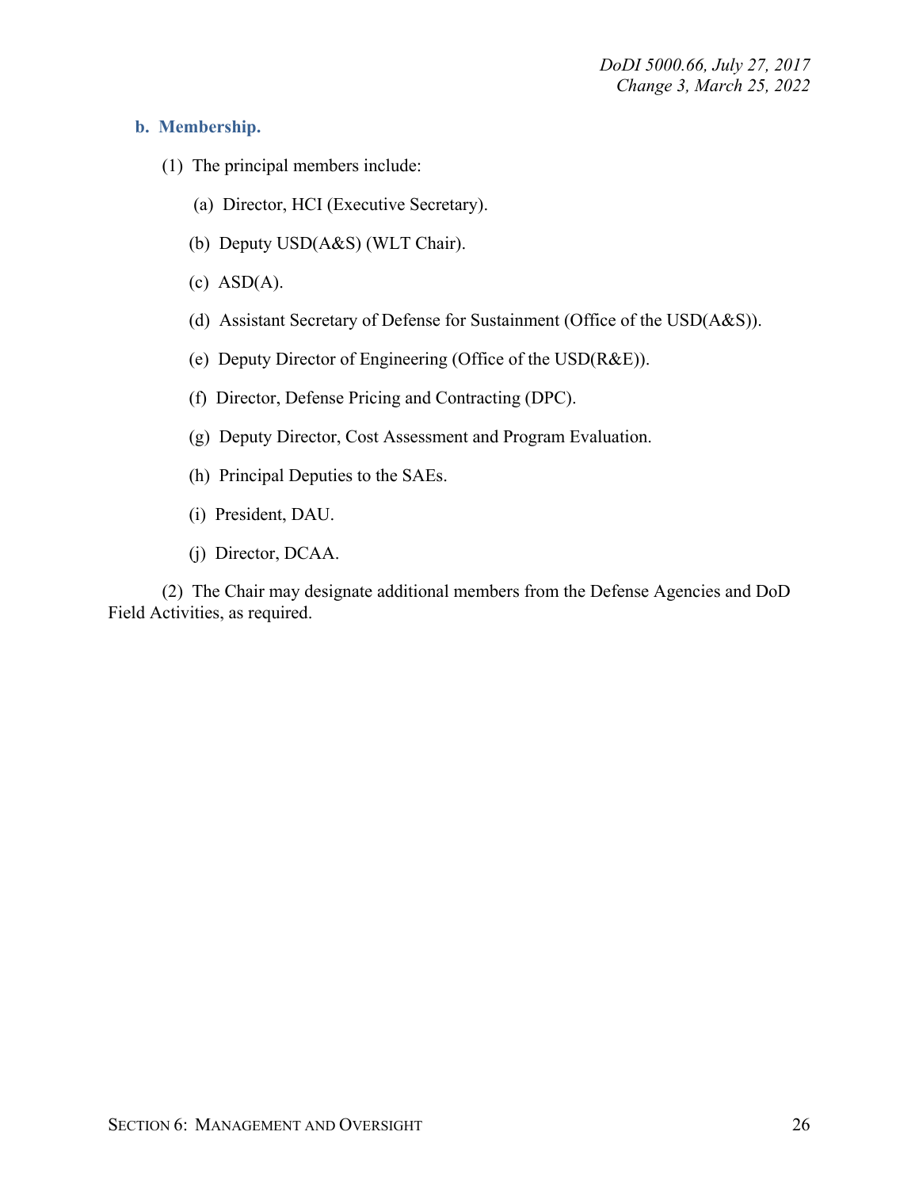**b. Membership.**

(1) The principal members include:

(a) Director, HCI (Executive Secretary).

(b) Deputy USD(A&S) (WLT Chair).

(c) ASD(A).

(d) Assistant Secretary of Defense for Sustainment (Office of the USD(A&S)).

(e) Deputy Director of Engineering (Office of the USD(R&E)).

(f) Director, Defense Pricing and Contracting (DPC).

(g) Deputy Director, Cost Assessment and Program Evaluation.

(h) Principal Deputies to the SAEs.

(i) President, DAU.

(j) Director, DCAA.

(2) The Chair may designate additional members from the Defense Agencies and DoD Field Activities, as required.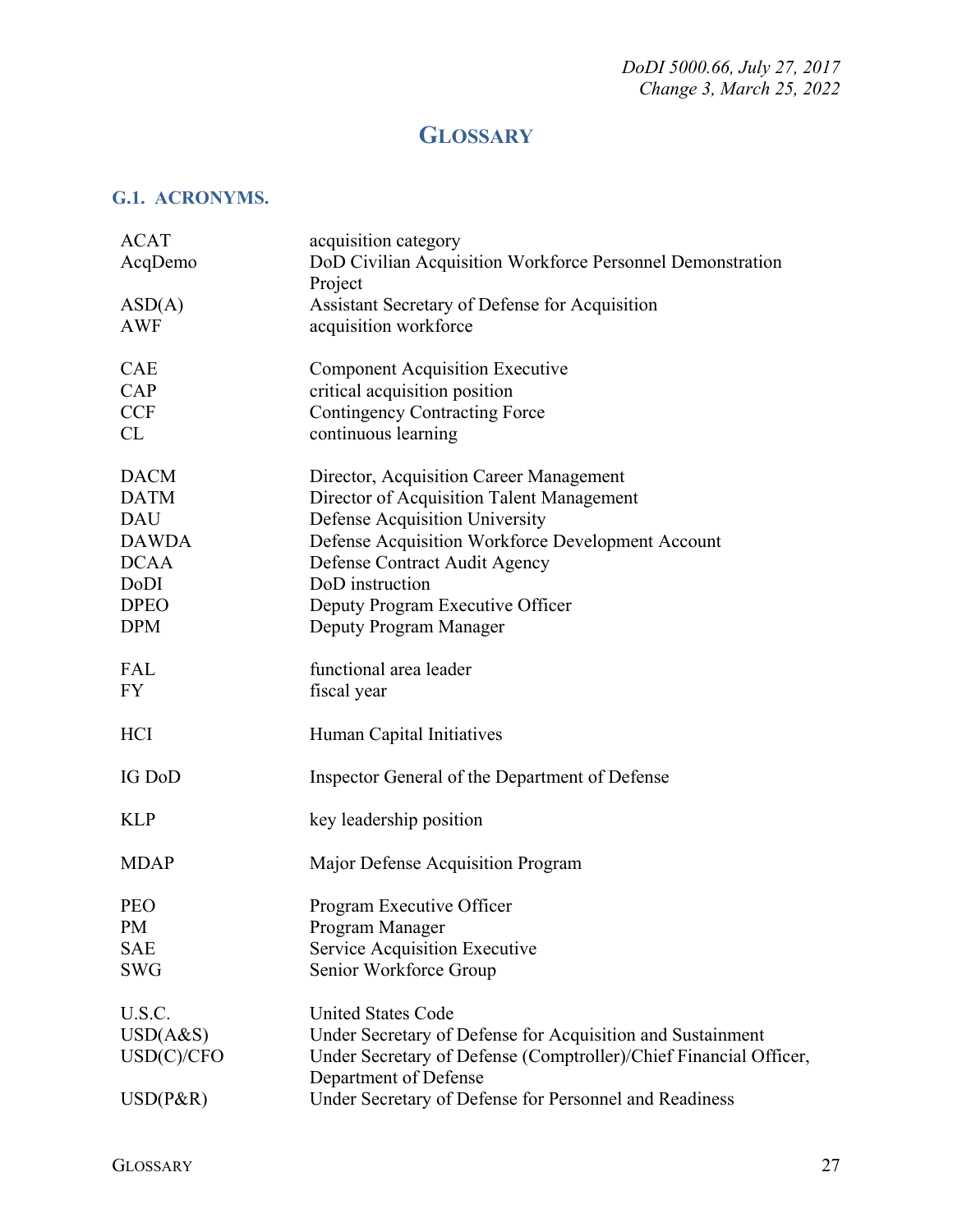# GLOSSARY

## G.1. ACRONYMS.

| | |
|---|---|
| ACAT | acquisition category |
| AcqDemo | DoD Civilian Acquisition Workforce Personnel Demonstration Project |
| ASD(A) | Assistant Secretary of Defense for Acquisition |
| AWF | acquisition workforce |
| CAE | Component Acquisition Executive |
| CAP | critical acquisition position |
| CCF | Contingency Contracting Force |
| CL | continuous learning |
| DACM | Director, Acquisition Career Management |
| DATM | Director of Acquisition Talent Management |
| DAU | Defense Acquisition University |
| DAWDA | Defense Acquisition Workforce Development Account |
| DCAA | Defense Contract Audit Agency |
| DoDI | DoD instruction |
| DPEO | Deputy Program Executive Officer |
| DPM | Deputy Program Manager |
| FAL | functional area leader |
| FY | fiscal year |
| HCI | Human Capital Initiatives |
| IG DoD | Inspector General of the Department of Defense |
| KLP | key leadership position |
| MDAP | Major Defense Acquisition Program |
| PEO | Program Executive Officer |
| PM | Program Manager |
| SAE | Service Acquisition Executive |
| SWG | Senior Workforce Group |
| U.S.C. | United States Code |
| USD(A&S) | Under Secretary of Defense for Acquisition and Sustainment |
| USD(C)/CFO | Under Secretary of Defense (Comptroller)/Chief Financial Officer, Department of Defense |
| USD(P&R) | Under Secretary of Defense for Personnel and Readiness |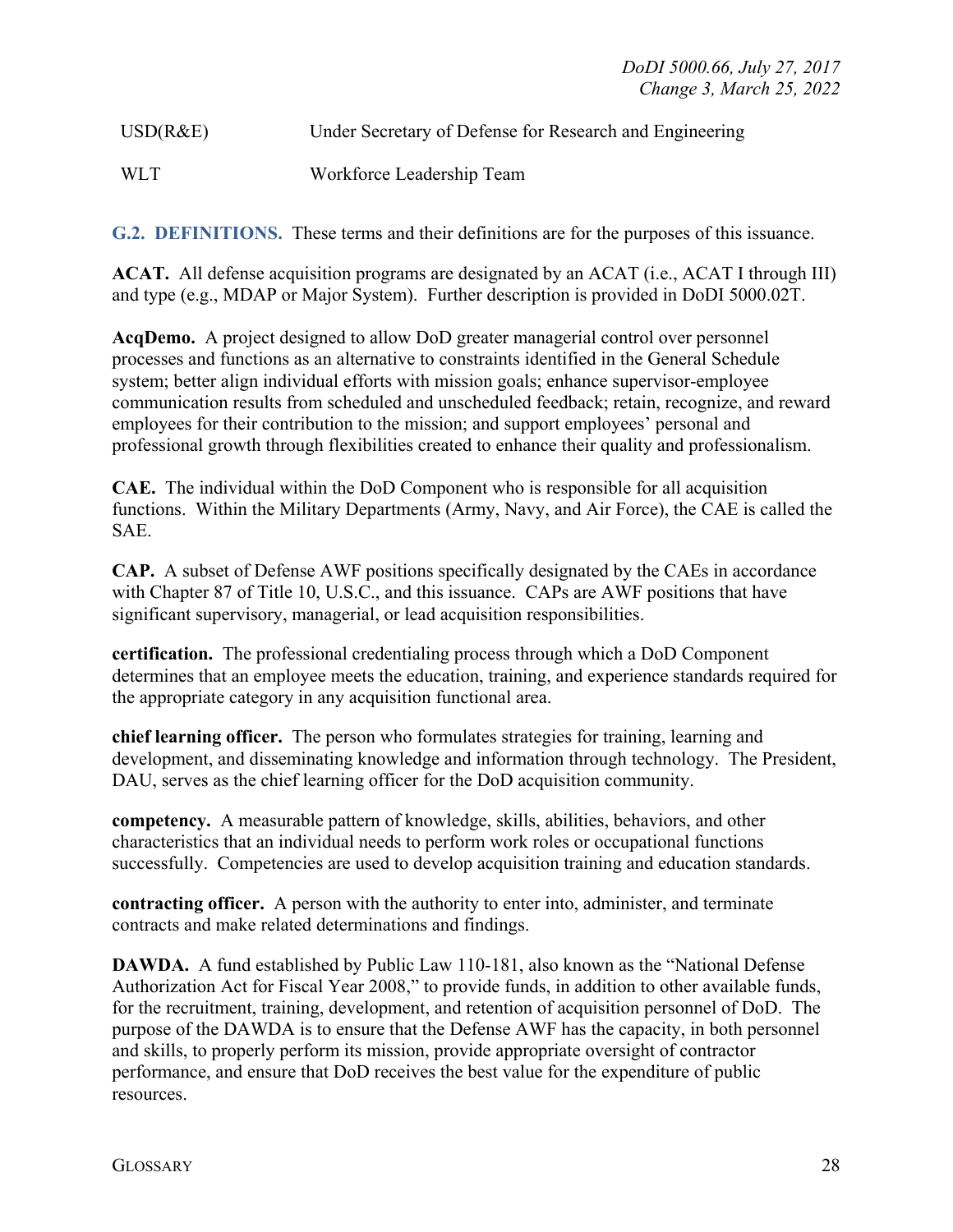| | |
|---|---|
| USD(R&E) | Under Secretary of Defense for Research and Engineering |
| WLT | Workforce Leadership Team |

## G.2. DEFINITIONS.

These terms and their definitions are for the purposes of this issuance.

**ACAT.** All defense acquisition programs are designated by an ACAT (i.e., ACAT I through III) and type (e.g., MDAP or Major System). Further description is provided in DoDI 5000.02T.

**AcqDemo.** A project designed to allow DoD greater managerial control over personnel processes and functions as an alternative to constraints identified in the General Schedule system; better align individual efforts with mission goals; enhance supervisor-employee communication results from scheduled and unscheduled feedback; retain, recognize, and reward employees for their contribution to the mission; and support employees' personal and professional growth through flexibilities created to enhance their quality and professionalism.

**CAE.** The individual within the DoD Component who is responsible for all acquisition functions. Within the Military Departments (Army, Navy, and Air Force), the CAE is called the SAE.

**CAP.** A subset of Defense AWF positions specifically designated by the CAEs in accordance with Chapter 87 of Title 10, U.S.C., and this issuance. CAPs are AWF positions that have significant supervisory, managerial, or lead acquisition responsibilities.

**certification.** The professional credentialing process through which a DoD Component determines that an employee meets the education, training, and experience standards required for the appropriate category in any acquisition functional area.

**chief learning officer.** The person who formulates strategies for training, learning and development, and disseminating knowledge and information through technology. The President, DAU, serves as the chief learning officer for the DoD acquisition community.

**competency.** A measurable pattern of knowledge, skills, abilities, behaviors, and other characteristics that an individual needs to perform work roles or occupational functions successfully. Competencies are used to develop acquisition training and education standards.

**contracting officer.** A person with the authority to enter into, administer, and terminate contracts and make related determinations and findings.

**DAWDA.** A fund established by Public Law 110-181, also known as the "National Defense Authorization Act for Fiscal Year 2008," to provide funds, in addition to other available funds, for the recruitment, training, development, and retention of acquisition personnel of DoD. The purpose of the DAWDA is to ensure that the Defense AWF has the capacity, in both personnel and skills, to properly perform its mission, provide appropriate oversight of contractor performance, and ensure that DoD receives the best value for the expenditure of public resources.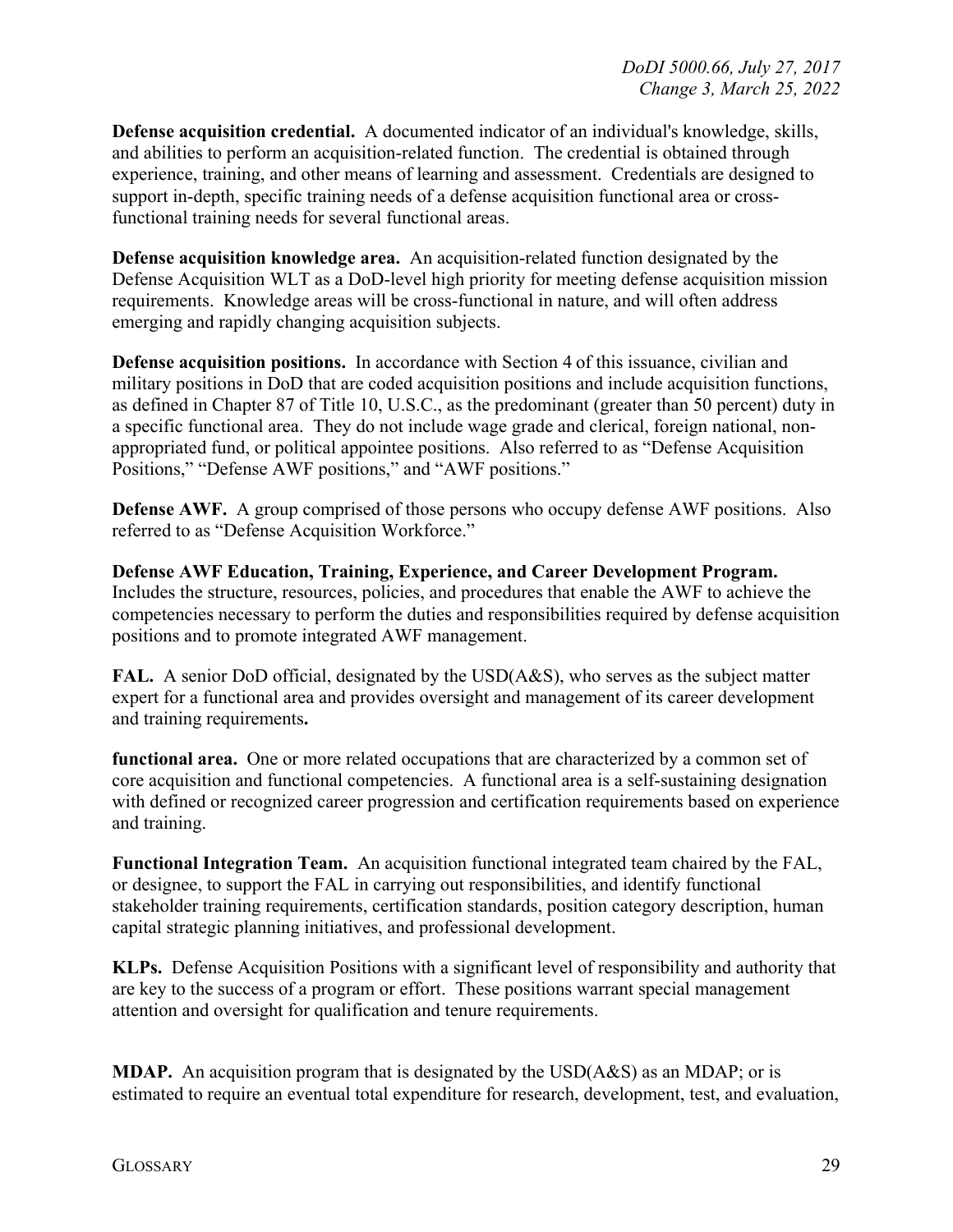**Defense acquisition credential.** A documented indicator of an individual's knowledge, skills, and abilities to perform an acquisition-related function. The credential is obtained through experience, training, and other means of learning and assessment. Credentials are designed to support in-depth, specific training needs of a defense acquisition functional area or cross-functional training needs for several functional areas.

**Defense acquisition knowledge area.** An acquisition-related function designated by the Defense Acquisition WLT as a DoD-level high priority for meeting defense acquisition mission requirements. Knowledge areas will be cross-functional in nature, and will often address emerging and rapidly changing acquisition subjects.

**Defense acquisition positions.** In accordance with Section 4 of this issuance, civilian and military positions in DoD that are coded acquisition positions and include acquisition functions, as defined in Chapter 87 of Title 10, U.S.C., as the predominant (greater than 50 percent) duty in a specific functional area. They do not include wage grade and clerical, foreign national, non-appropriated fund, or political appointee positions. Also referred to as "Defense Acquisition Positions," "Defense AWF positions," and "AWF positions."

**Defense AWF.** A group comprised of those persons who occupy defense AWF positions. Also referred to as "Defense Acquisition Workforce."

**Defense AWF Education, Training, Experience, and Career Development Program.** Includes the structure, resources, policies, and procedures that enable the AWF to achieve the competencies necessary to perform the duties and responsibilities required by defense acquisition positions and to promote integrated AWF management.

**FAL.** A senior DoD official, designated by the USD(A&S), who serves as the subject matter expert for a functional area and provides oversight and management of its career development and training requirements**.**

**functional area.** One or more related occupations that are characterized by a common set of core acquisition and functional competencies. A functional area is a self-sustaining designation with defined or recognized career progression and certification requirements based on experience and training.

**Functional Integration Team.** An acquisition functional integrated team chaired by the FAL, or designee, to support the FAL in carrying out responsibilities, and identify functional stakeholder training requirements, certification standards, position category description, human capital strategic planning initiatives, and professional development.

**KLPs.** Defense Acquisition Positions with a significant level of responsibility and authority that are key to the success of a program or effort. These positions warrant special management attention and oversight for qualification and tenure requirements.

**MDAP.** An acquisition program that is designated by the USD(A&S) as an MDAP; or is estimated to require an eventual total expenditure for research, development, test, and evaluation,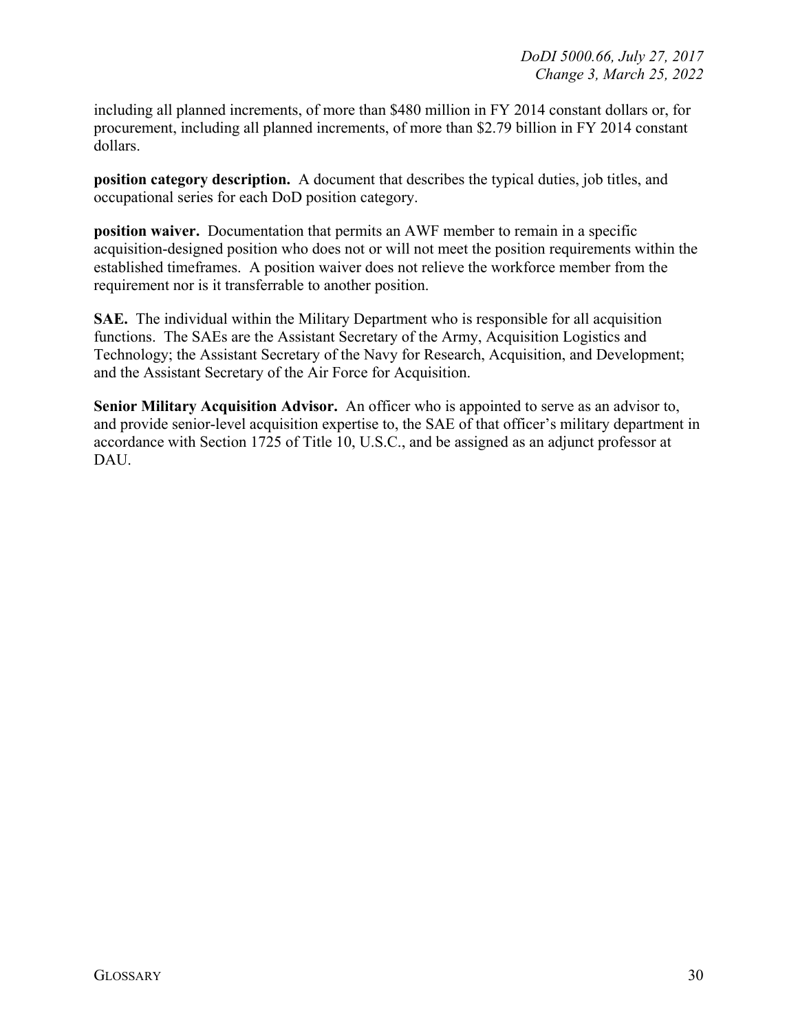including all planned increments, of more than $480 million in FY 2014 constant dollars or, for procurement, including all planned increments, of more than $2.79 billion in FY 2014 constant dollars.

**position category description.** A document that describes the typical duties, job titles, and occupational series for each DoD position category.

**position waiver.** Documentation that permits an AWF member to remain in a specific acquisition-designed position who does not or will not meet the position requirements within the established timeframes. A position waiver does not relieve the workforce member from the requirement nor is it transferrable to another position.

**SAE.** The individual within the Military Department who is responsible for all acquisition functions. The SAEs are the Assistant Secretary of the Army, Acquisition Logistics and Technology; the Assistant Secretary of the Navy for Research, Acquisition, and Development; and the Assistant Secretary of the Air Force for Acquisition.

**Senior Military Acquisition Advisor.** An officer who is appointed to serve as an advisor to, and provide senior-level acquisition expertise to, the SAE of that officer's military department in accordance with Section 1725 of Title 10, U.S.C., and be assigned as an adjunct professor at DAU.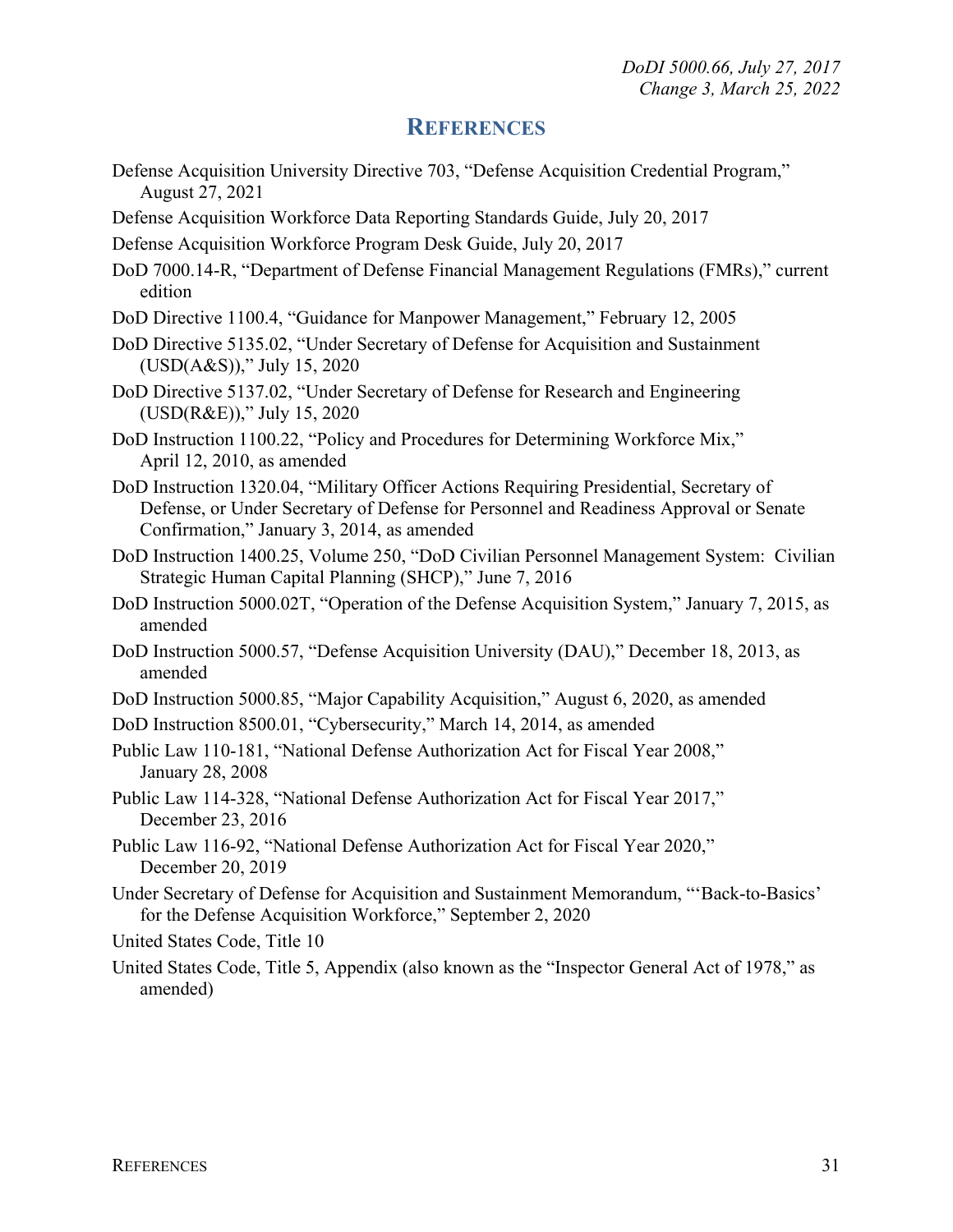# REFERENCES

Defense Acquisition University Directive 703, "Defense Acquisition Credential Program," August 27, 2021

Defense Acquisition Workforce Data Reporting Standards Guide, July 20, 2017

Defense Acquisition Workforce Program Desk Guide, July 20, 2017

DoD 7000.14-R, "Department of Defense Financial Management Regulations (FMRs)," current edition

DoD Directive 1100.4, "Guidance for Manpower Management," February 12, 2005

DoD Directive 5135.02, "Under Secretary of Defense for Acquisition and Sustainment (USD(A&S))," July 15, 2020

DoD Directive 5137.02, "Under Secretary of Defense for Research and Engineering (USD(R&E))," July 15, 2020

DoD Instruction 1100.22, "Policy and Procedures for Determining Workforce Mix," April 12, 2010, as amended

DoD Instruction 1320.04, "Military Officer Actions Requiring Presidential, Secretary of Defense, or Under Secretary of Defense for Personnel and Readiness Approval or Senate Confirmation," January 3, 2014, as amended

DoD Instruction 1400.25, Volume 250, "DoD Civilian Personnel Management System: Civilian Strategic Human Capital Planning (SHCP)," June 7, 2016

DoD Instruction 5000.02T, "Operation of the Defense Acquisition System," January 7, 2015, as amended

DoD Instruction 5000.57, "Defense Acquisition University (DAU)," December 18, 2013, as amended

DoD Instruction 5000.85, "Major Capability Acquisition," August 6, 2020, as amended

DoD Instruction 8500.01, "Cybersecurity," March 14, 2014, as amended

Public Law 110-181, "National Defense Authorization Act for Fiscal Year 2008," January 28, 2008

Public Law 114-328, "National Defense Authorization Act for Fiscal Year 2017," December 23, 2016

Public Law 116-92, "National Defense Authorization Act for Fiscal Year 2020," December 20, 2019

Under Secretary of Defense for Acquisition and Sustainment Memorandum, "'Back-to-Basics' for the Defense Acquisition Workforce," September 2, 2020

United States Code, Title 10

United States Code, Title 5, Appendix (also known as the "Inspector General Act of 1978," as amended)